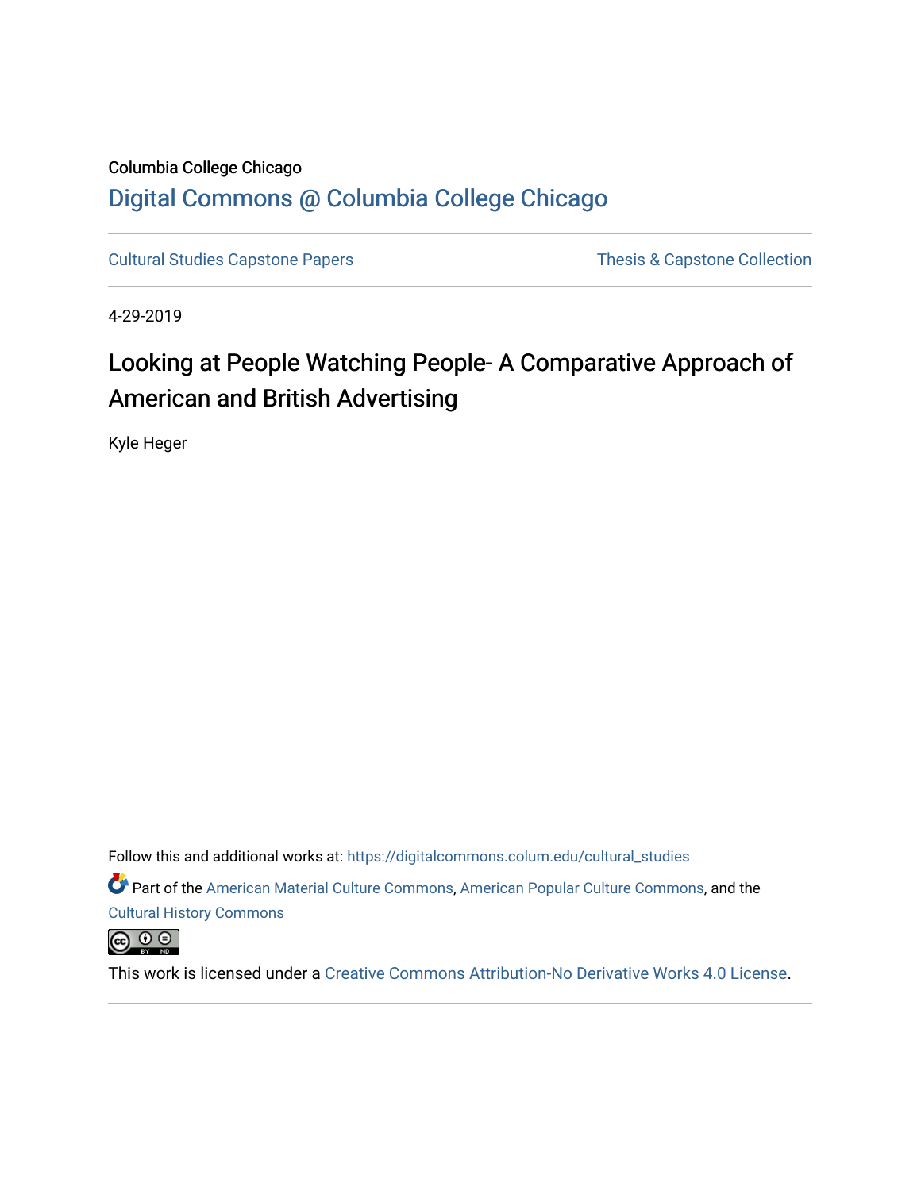Columbia College Chicago

# Digital Commons @ Columbia College Chicago

Cultural Studies Capstone Papers | Thesis & Capstone Collection

4-29-2019

## Looking at People Watching People- A Comparative Approach of American and British Advertising

Kyle Heger

Follow this and additional works at: https://digitalcommons.colum.edu/cultural_studies

Part of the American Material Culture Commons, American Popular Culture Commons, and the Cultural History Commons

This work is licensed under a Creative Commons Attribution-No Derivative Works 4.0 License.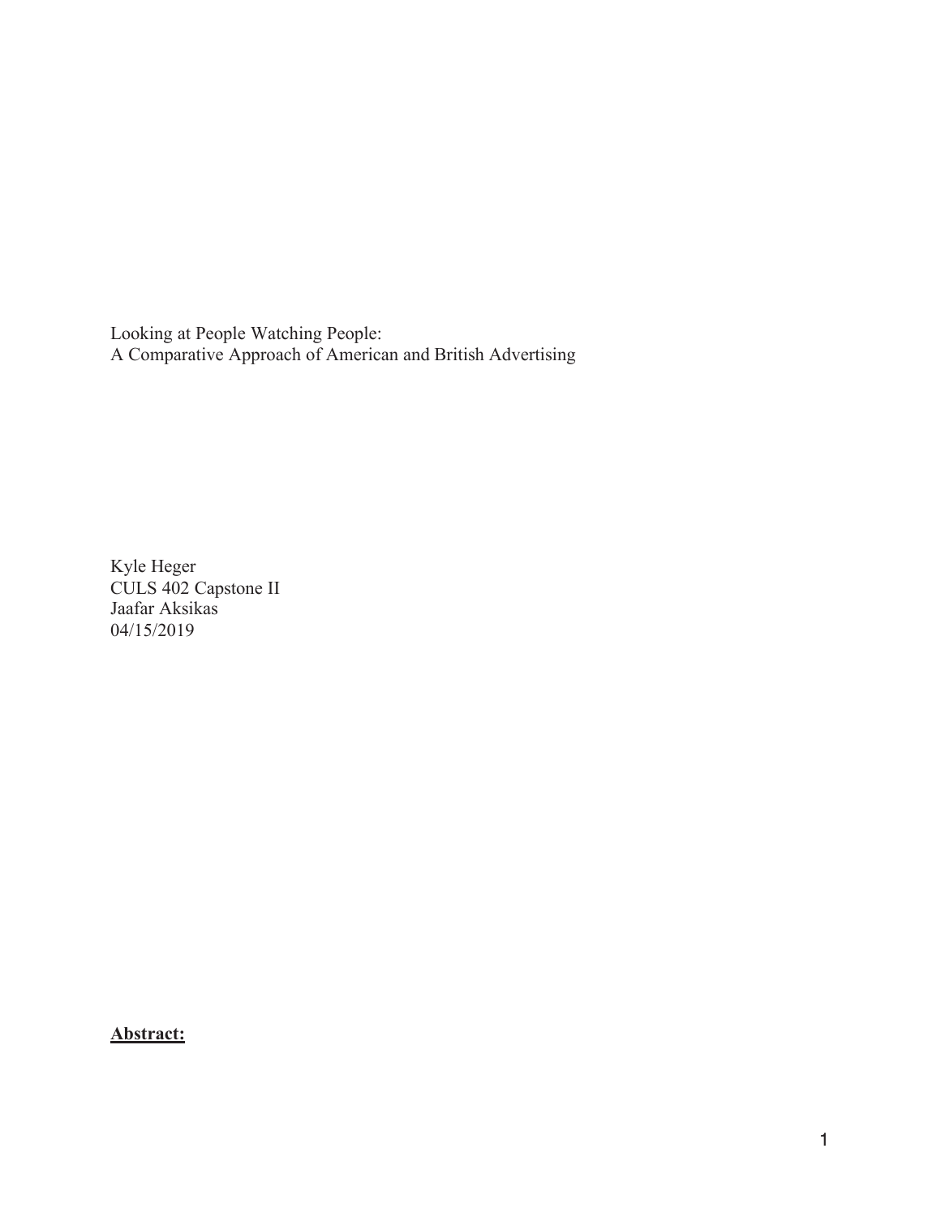Looking at People Watching People:
A Comparative Approach of American and British Advertising

Kyle Heger
CULS 402 Capstone II
Jaafar Aksikas
04/15/2019

**<u>Abstract:</u>**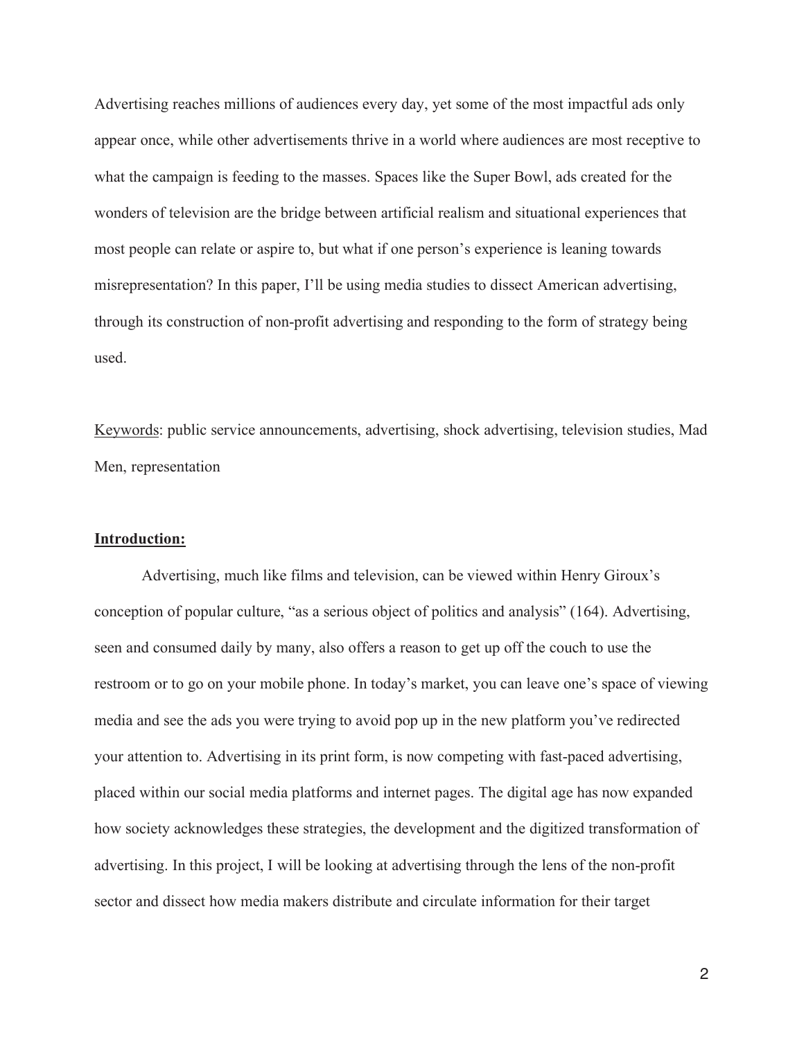Advertising reaches millions of audiences every day, yet some of the most impactful ads only appear once, while other advertisements thrive in a world where audiences are most receptive to what the campaign is feeding to the masses. Spaces like the Super Bowl, ads created for the wonders of television are the bridge between artificial realism and situational experiences that most people can relate or aspire to, but what if one person's experience is leaning towards misrepresentation? In this paper, I'll be using media studies to dissect American advertising, through its construction of non-profit advertising and responding to the form of strategy being used.

Keywords: public service announcements, advertising, shock advertising, television studies, Mad Men, representation

## Introduction:

Advertising, much like films and television, can be viewed within Henry Giroux's conception of popular culture, "as a serious object of politics and analysis" (164). Advertising, seen and consumed daily by many, also offers a reason to get up off the couch to use the restroom or to go on your mobile phone. In today's market, you can leave one's space of viewing media and see the ads you were trying to avoid pop up in the new platform you've redirected your attention to. Advertising in its print form, is now competing with fast-paced advertising, placed within our social media platforms and internet pages. The digital age has now expanded how society acknowledges these strategies, the development and the digitized transformation of advertising. In this project, I will be looking at advertising through the lens of the non-profit sector and dissect how media makers distribute and circulate information for their target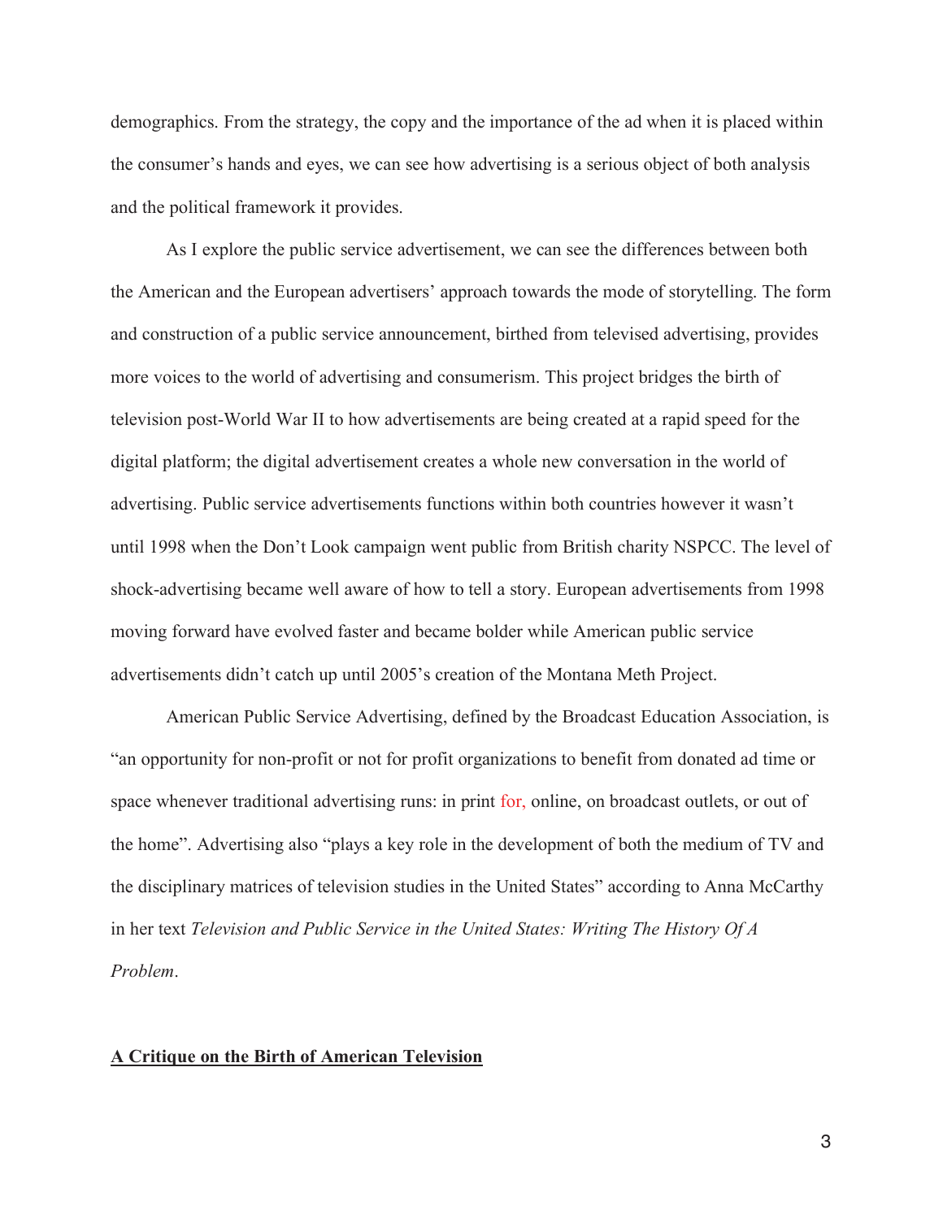demographics. From the strategy, the copy and the importance of the ad when it is placed within the consumer's hands and eyes, we can see how advertising is a serious object of both analysis and the political framework it provides.

As I explore the public service advertisement, we can see the differences between both the American and the European advertisers' approach towards the mode of storytelling. The form and construction of a public service announcement, birthed from televised advertising, provides more voices to the world of advertising and consumerism. This project bridges the birth of television post-World War II to how advertisements are being created at a rapid speed for the digital platform; the digital advertisement creates a whole new conversation in the world of advertising. Public service advertisements functions within both countries however it wasn't until 1998 when the Don't Look campaign went public from British charity NSPCC. The level of shock-advertising became well aware of how to tell a story. European advertisements from 1998 moving forward have evolved faster and became bolder while American public service advertisements didn't catch up until 2005's creation of the Montana Meth Project.

American Public Service Advertising, defined by the Broadcast Education Association, is "an opportunity for non-profit or not for profit organizations to benefit from donated ad time or space whenever traditional advertising runs: in print for, online, on broadcast outlets, or out of the home". Advertising also "plays a key role in the development of both the medium of TV and the disciplinary matrices of television studies in the United States" according to Anna McCarthy in her text *Television and Public Service in the United States: Writing The History Of A Problem*.

## **A Critique on the Birth of American Television**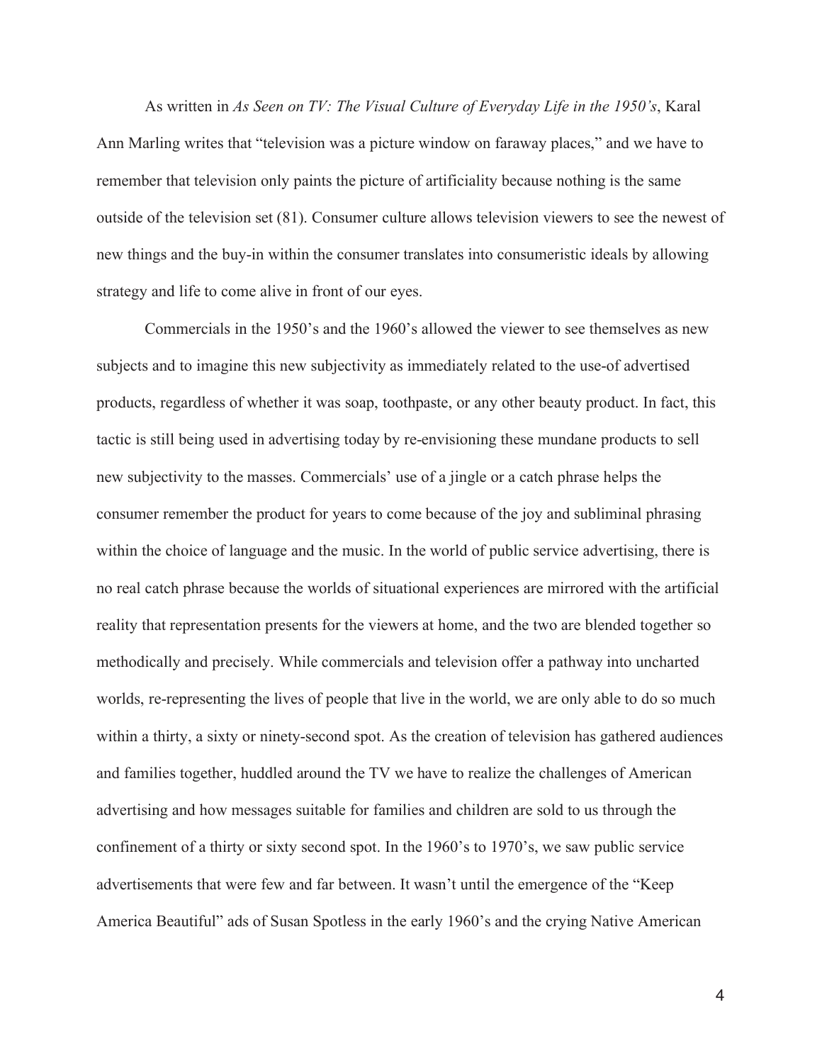As written in *As Seen on TV: The Visual Culture of Everyday Life in the 1950's*, Karal Ann Marling writes that "television was a picture window on faraway places," and we have to remember that television only paints the picture of artificiality because nothing is the same outside of the television set (81). Consumer culture allows television viewers to see the newest of new things and the buy-in within the consumer translates into consumeristic ideals by allowing strategy and life to come alive in front of our eyes.

Commercials in the 1950's and the 1960's allowed the viewer to see themselves as new subjects and to imagine this new subjectivity as immediately related to the use-of advertised products, regardless of whether it was soap, toothpaste, or any other beauty product. In fact, this tactic is still being used in advertising today by re-envisioning these mundane products to sell new subjectivity to the masses. Commercials' use of a jingle or a catch phrase helps the consumer remember the product for years to come because of the joy and subliminal phrasing within the choice of language and the music. In the world of public service advertising, there is no real catch phrase because the worlds of situational experiences are mirrored with the artificial reality that representation presents for the viewers at home, and the two are blended together so methodically and precisely. While commercials and television offer a pathway into uncharted worlds, re-representing the lives of people that live in the world, we are only able to do so much within a thirty, a sixty or ninety-second spot. As the creation of television has gathered audiences and families together, huddled around the TV we have to realize the challenges of American advertising and how messages suitable for families and children are sold to us through the confinement of a thirty or sixty second spot. In the 1960's to 1970's, we saw public service advertisements that were few and far between. It wasn't until the emergence of the "Keep America Beautiful" ads of Susan Spotless in the early 1960's and the crying Native American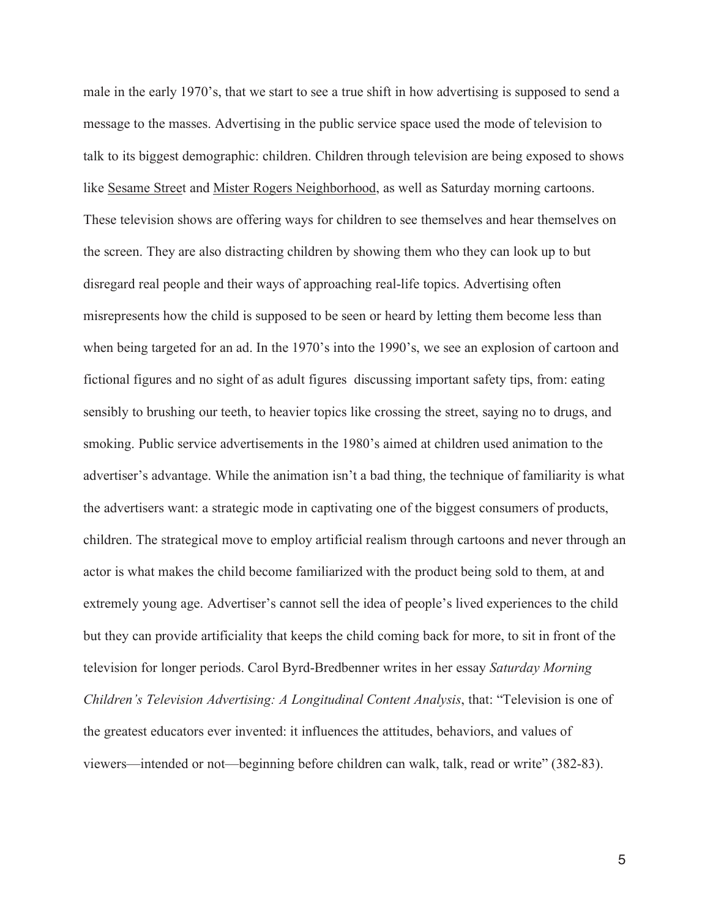male in the early 1970's, that we start to see a true shift in how advertising is supposed to send a message to the masses. Advertising in the public service space used the mode of television to talk to its biggest demographic: children. Children through television are being exposed to shows like Sesame Street and Mister Rogers Neighborhood, as well as Saturday morning cartoons. These television shows are offering ways for children to see themselves and hear themselves on the screen. They are also distracting children by showing them who they can look up to but disregard real people and their ways of approaching real-life topics. Advertising often misrepresents how the child is supposed to be seen or heard by letting them become less than when being targeted for an ad. In the 1970's into the 1990's, we see an explosion of cartoon and fictional figures and no sight of as adult figures discussing important safety tips, from: eating sensibly to brushing our teeth, to heavier topics like crossing the street, saying no to drugs, and smoking. Public service advertisements in the 1980's aimed at children used animation to the advertiser's advantage. While the animation isn't a bad thing, the technique of familiarity is what the advertisers want: a strategic mode in captivating one of the biggest consumers of products, children. The strategical move to employ artificial realism through cartoons and never through an actor is what makes the child become familiarized with the product being sold to them, at and extremely young age. Advertiser's cannot sell the idea of people's lived experiences to the child but they can provide artificiality that keeps the child coming back for more, to sit in front of the television for longer periods. Carol Byrd-Bredbenner writes in her essay *Saturday Morning Children's Television Advertising: A Longitudinal Content Analysis*, that: "Television is one of the greatest educators ever invented: it influences the attitudes, behaviors, and values of viewers—intended or not—beginning before children can walk, talk, read or write" (382-83).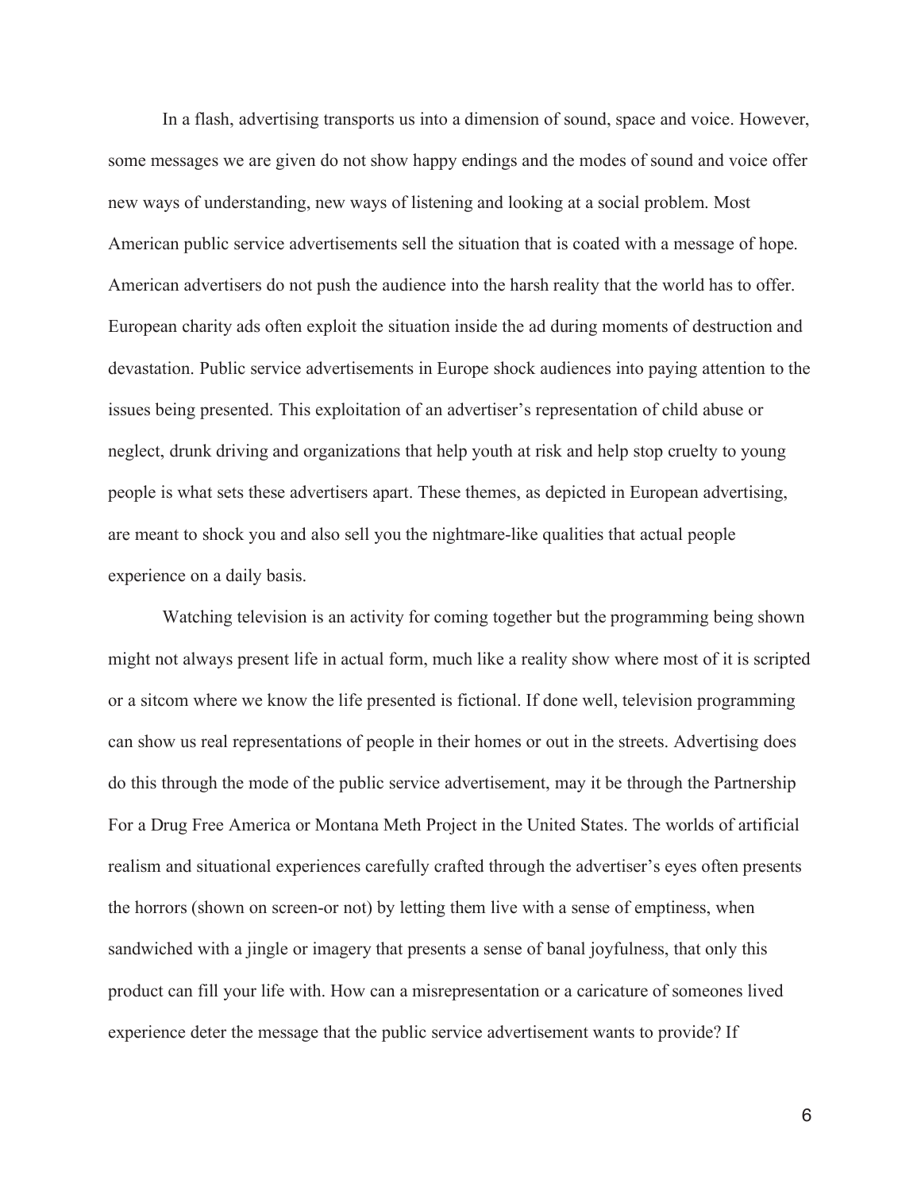In a flash, advertising transports us into a dimension of sound, space and voice. However, some messages we are given do not show happy endings and the modes of sound and voice offer new ways of understanding, new ways of listening and looking at a social problem. Most American public service advertisements sell the situation that is coated with a message of hope. American advertisers do not push the audience into the harsh reality that the world has to offer. European charity ads often exploit the situation inside the ad during moments of destruction and devastation. Public service advertisements in Europe shock audiences into paying attention to the issues being presented. This exploitation of an advertiser's representation of child abuse or neglect, drunk driving and organizations that help youth at risk and help stop cruelty to young people is what sets these advertisers apart. These themes, as depicted in European advertising, are meant to shock you and also sell you the nightmare-like qualities that actual people experience on a daily basis.

Watching television is an activity for coming together but the programming being shown might not always present life in actual form, much like a reality show where most of it is scripted or a sitcom where we know the life presented is fictional. If done well, television programming can show us real representations of people in their homes or out in the streets. Advertising does do this through the mode of the public service advertisement, may it be through the Partnership For a Drug Free America or Montana Meth Project in the United States. The worlds of artificial realism and situational experiences carefully crafted through the advertiser's eyes often presents the horrors (shown on screen-or not) by letting them live with a sense of emptiness, when sandwiched with a jingle or imagery that presents a sense of banal joyfulness, that only this product can fill your life with. How can a misrepresentation or a caricature of someones lived experience deter the message that the public service advertisement wants to provide? If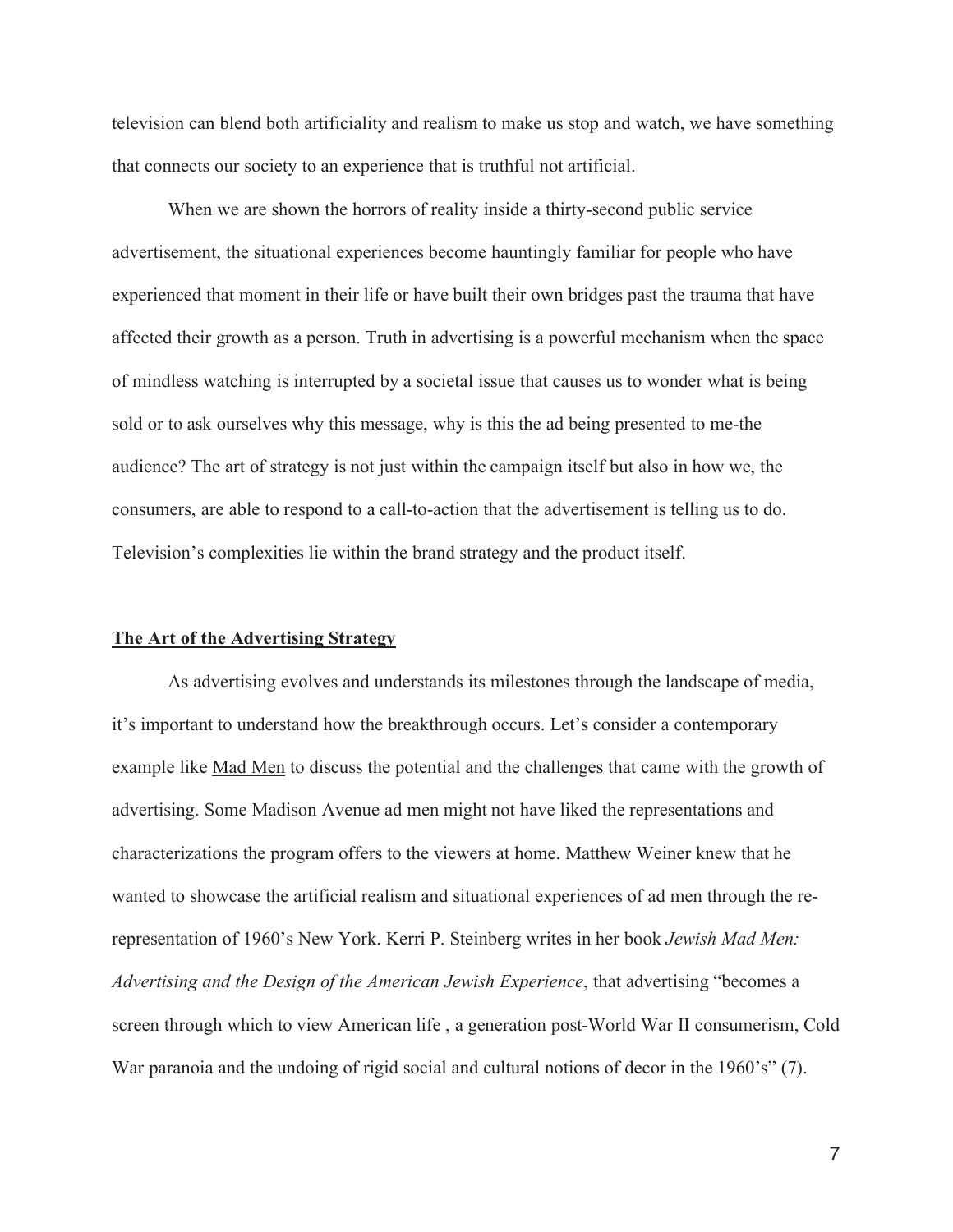television can blend both artificiality and realism to make us stop and watch, we have something that connects our society to an experience that is truthful not artificial.

When we are shown the horrors of reality inside a thirty-second public service advertisement, the situational experiences become hauntingly familiar for people who have experienced that moment in their life or have built their own bridges past the trauma that have affected their growth as a person. Truth in advertising is a powerful mechanism when the space of mindless watching is interrupted by a societal issue that causes us to wonder what is being sold or to ask ourselves why this message, why is this the ad being presented to me-the audience? The art of strategy is not just within the campaign itself but also in how we, the consumers, are able to respond to a call-to-action that the advertisement is telling us to do. Television's complexities lie within the brand strategy and the product itself.

## The Art of the Advertising Strategy

As advertising evolves and understands its milestones through the landscape of media, it's important to understand how the breakthrough occurs. Let's consider a contemporary example like Mad Men to discuss the potential and the challenges that came with the growth of advertising. Some Madison Avenue ad men might not have liked the representations and characterizations the program offers to the viewers at home. Matthew Weiner knew that he wanted to showcase the artificial realism and situational experiences of ad men through the re-representation of 1960's New York. Kerri P. Steinberg writes in her book *Jewish Mad Men: Advertising and the Design of the American Jewish Experience*, that advertising "becomes a screen through which to view American life , a generation post-World War II consumerism, Cold War paranoia and the undoing of rigid social and cultural notions of decor in the 1960's" (7).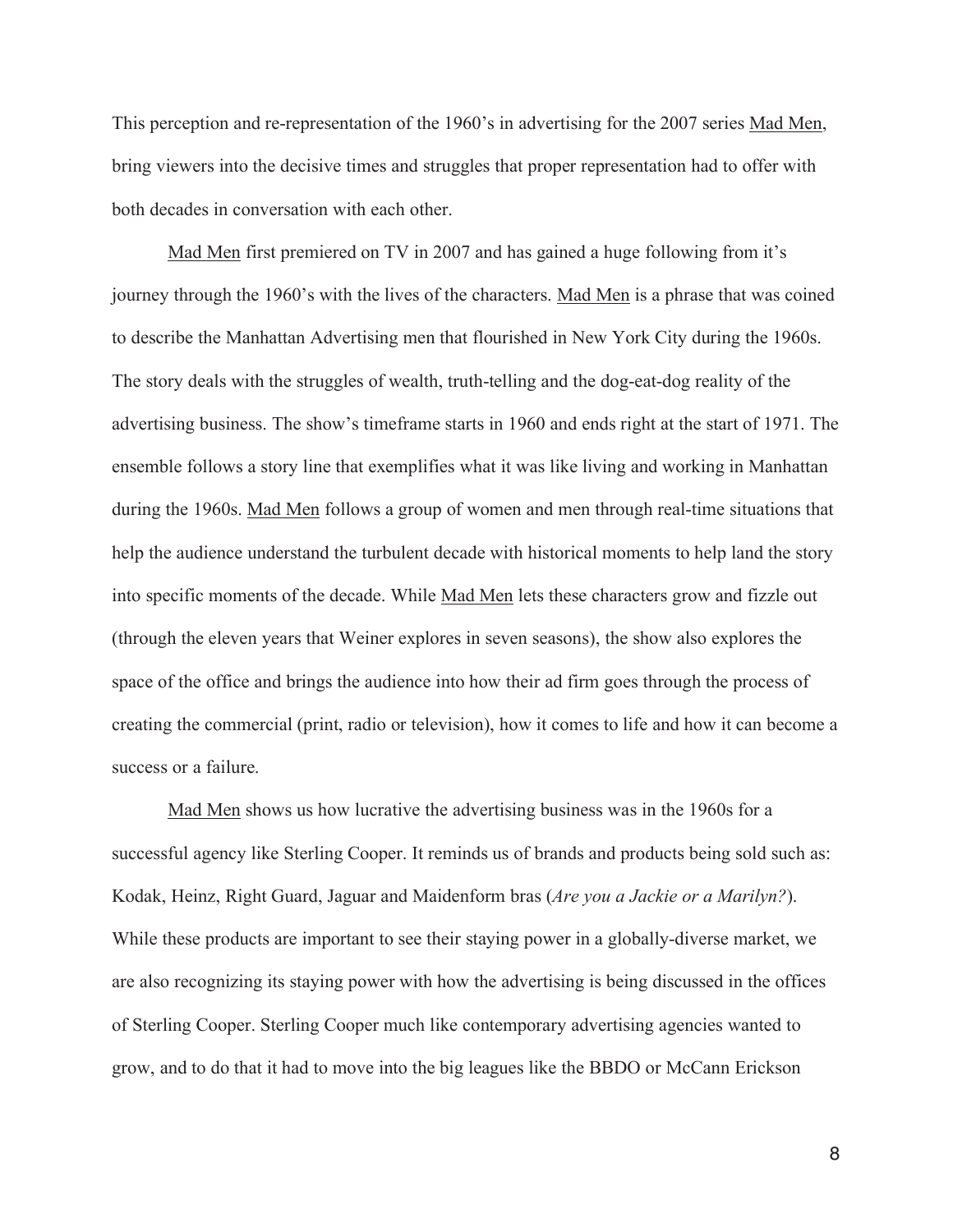This perception and re-representation of the 1960's in advertising for the 2007 series Mad Men, bring viewers into the decisive times and struggles that proper representation had to offer with both decades in conversation with each other.

Mad Men first premiered on TV in 2007 and has gained a huge following from it's journey through the 1960's with the lives of the characters. Mad Men is a phrase that was coined to describe the Manhattan Advertising men that flourished in New York City during the 1960s. The story deals with the struggles of wealth, truth-telling and the dog-eat-dog reality of the advertising business. The show's timeframe starts in 1960 and ends right at the start of 1971. The ensemble follows a story line that exemplifies what it was like living and working in Manhattan during the 1960s. Mad Men follows a group of women and men through real-time situations that help the audience understand the turbulent decade with historical moments to help land the story into specific moments of the decade. While Mad Men lets these characters grow and fizzle out (through the eleven years that Weiner explores in seven seasons), the show also explores the space of the office and brings the audience into how their ad firm goes through the process of creating the commercial (print, radio or television), how it comes to life and how it can become a success or a failure.

Mad Men shows us how lucrative the advertising business was in the 1960s for a successful agency like Sterling Cooper. It reminds us of brands and products being sold such as: Kodak, Heinz, Right Guard, Jaguar and Maidenform bras (*Are you a Jackie or a Marilyn?*). While these products are important to see their staying power in a globally-diverse market, we are also recognizing its staying power with how the advertising is being discussed in the offices of Sterling Cooper. Sterling Cooper much like contemporary advertising agencies wanted to grow, and to do that it had to move into the big leagues like the BBDO or McCann Erickson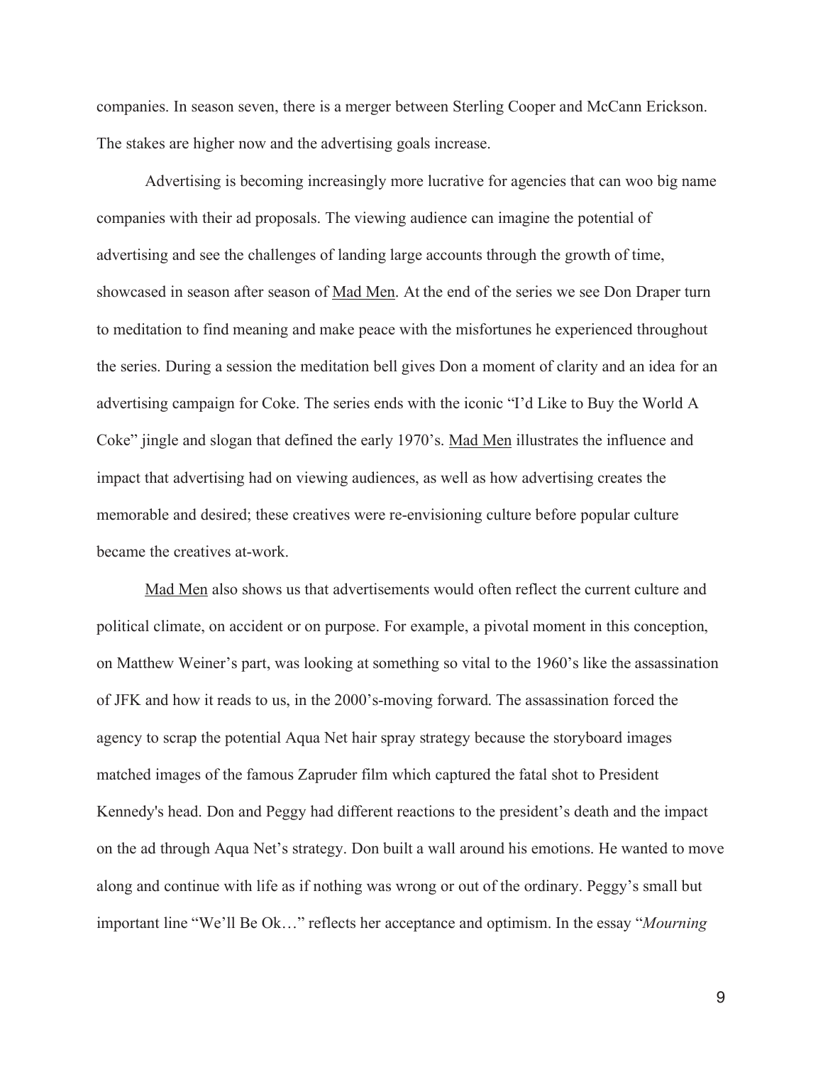companies. In season seven, there is a merger between Sterling Cooper and McCann Erickson. The stakes are higher now and the advertising goals increase.

Advertising is becoming increasingly more lucrative for agencies that can woo big name companies with their ad proposals. The viewing audience can imagine the potential of advertising and see the challenges of landing large accounts through the growth of time, showcased in season after season of Mad Men. At the end of the series we see Don Draper turn to meditation to find meaning and make peace with the misfortunes he experienced throughout the series. During a session the meditation bell gives Don a moment of clarity and an idea for an advertising campaign for Coke. The series ends with the iconic "I'd Like to Buy the World A Coke" jingle and slogan that defined the early 1970's. Mad Men illustrates the influence and impact that advertising had on viewing audiences, as well as how advertising creates the memorable and desired; these creatives were re-envisioning culture before popular culture became the creatives at-work.

Mad Men also shows us that advertisements would often reflect the current culture and political climate, on accident or on purpose. For example, a pivotal moment in this conception, on Matthew Weiner's part, was looking at something so vital to the 1960's like the assassination of JFK and how it reads to us, in the 2000's-moving forward. The assassination forced the agency to scrap the potential Aqua Net hair spray strategy because the storyboard images matched images of the famous Zapruder film which captured the fatal shot to President Kennedy's head. Don and Peggy had different reactions to the president's death and the impact on the ad through Aqua Net's strategy. Don built a wall around his emotions. He wanted to move along and continue with life as if nothing was wrong or out of the ordinary. Peggy's small but important line "We'll Be Ok…" reflects her acceptance and optimism. In the essay "*Mourning*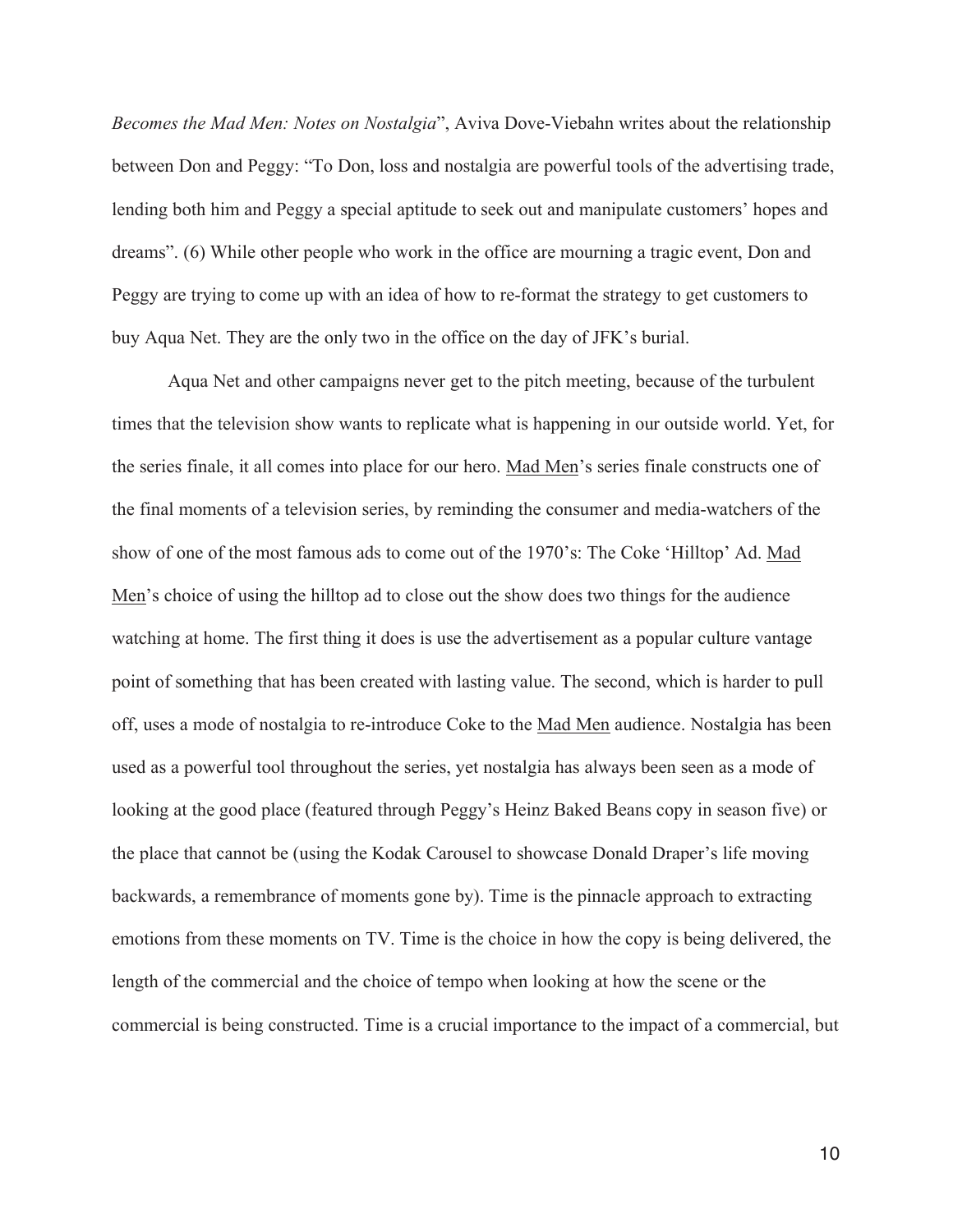*Becomes the Mad Men: Notes on Nostalgia*", Aviva Dove-Viebahn writes about the relationship between Don and Peggy: "To Don, loss and nostalgia are powerful tools of the advertising trade, lending both him and Peggy a special aptitude to seek out and manipulate customers' hopes and dreams". (6) While other people who work in the office are mourning a tragic event, Don and Peggy are trying to come up with an idea of how to re-format the strategy to get customers to buy Aqua Net. They are the only two in the office on the day of JFK's burial.

Aqua Net and other campaigns never get to the pitch meeting, because of the turbulent times that the television show wants to replicate what is happening in our outside world. Yet, for the series finale, it all comes into place for our hero. <u>Mad Men</u>'s series finale constructs one of the final moments of a television series, by reminding the consumer and media-watchers of the show of one of the most famous ads to come out of the 1970's: The Coke 'Hilltop' Ad. <u>Mad Men</u>'s choice of using the hilltop ad to close out the show does two things for the audience watching at home. The first thing it does is use the advertisement as a popular culture vantage point of something that has been created with lasting value. The second, which is harder to pull off, uses a mode of nostalgia to re-introduce Coke to the <u>Mad Men</u> audience. Nostalgia has been used as a powerful tool throughout the series, yet nostalgia has always been seen as a mode of looking at the good place (featured through Peggy's Heinz Baked Beans copy in season five) or the place that cannot be (using the Kodak Carousel to showcase Donald Draper's life moving backwards, a remembrance of moments gone by). Time is the pinnacle approach to extracting emotions from these moments on TV. Time is the choice in how the copy is being delivered, the length of the commercial and the choice of tempo when looking at how the scene or the commercial is being constructed. Time is a crucial importance to the impact of a commercial, but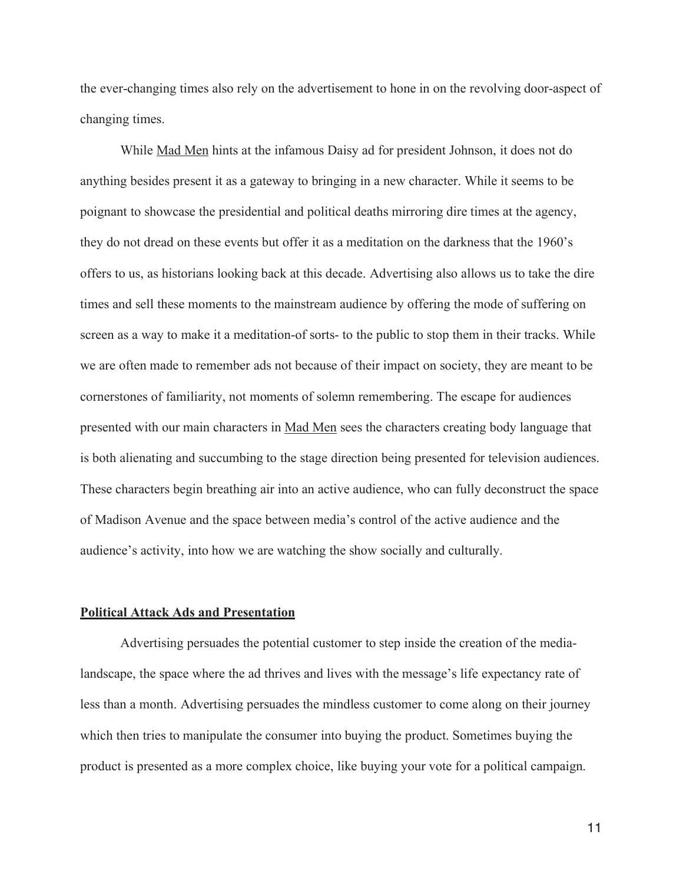the ever-changing times also rely on the advertisement to hone in on the revolving door-aspect of changing times.

While Mad Men hints at the infamous Daisy ad for president Johnson, it does not do anything besides present it as a gateway to bringing in a new character. While it seems to be poignant to showcase the presidential and political deaths mirroring dire times at the agency, they do not dread on these events but offer it as a meditation on the darkness that the 1960's offers to us, as historians looking back at this decade. Advertising also allows us to take the dire times and sell these moments to the mainstream audience by offering the mode of suffering on screen as a way to make it a meditation-of sorts- to the public to stop them in their tracks. While we are often made to remember ads not because of their impact on society, they are meant to be cornerstones of familiarity, not moments of solemn remembering. The escape for audiences presented with our main characters in Mad Men sees the characters creating body language that is both alienating and succumbing to the stage direction being presented for television audiences. These characters begin breathing air into an active audience, who can fully deconstruct the space of Madison Avenue and the space between media's control of the active audience and the audience's activity, into how we are watching the show socially and culturally.

## Political Attack Ads and Presentation

Advertising persuades the potential customer to step inside the creation of the media-landscape, the space where the ad thrives and lives with the message's life expectancy rate of less than a month. Advertising persuades the mindless customer to come along on their journey which then tries to manipulate the consumer into buying the product. Sometimes buying the product is presented as a more complex choice, like buying your vote for a political campaign.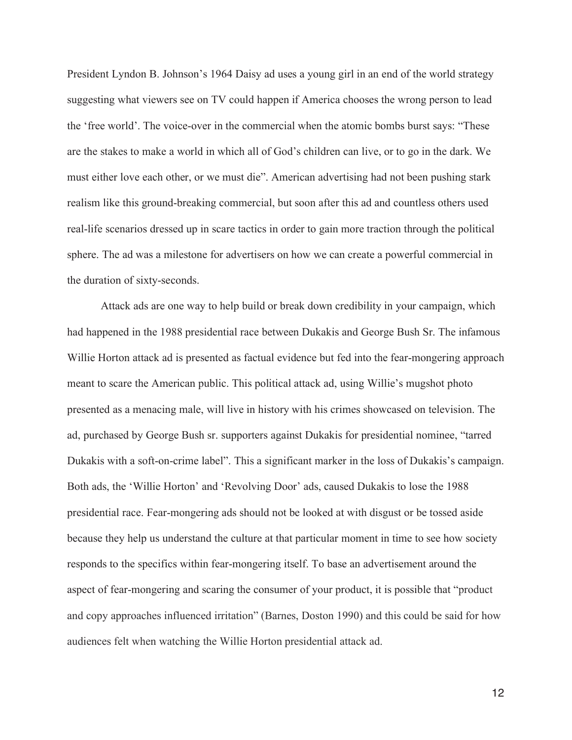President Lyndon B. Johnson's 1964 Daisy ad uses a young girl in an end of the world strategy suggesting what viewers see on TV could happen if America chooses the wrong person to lead the 'free world'. The voice-over in the commercial when the atomic bombs burst says: "These are the stakes to make a world in which all of God's children can live, or to go in the dark. We must either love each other, or we must die". American advertising had not been pushing stark realism like this ground-breaking commercial, but soon after this ad and countless others used real-life scenarios dressed up in scare tactics in order to gain more traction through the political sphere. The ad was a milestone for advertisers on how we can create a powerful commercial in the duration of sixty-seconds.

Attack ads are one way to help build or break down credibility in your campaign, which had happened in the 1988 presidential race between Dukakis and George Bush Sr. The infamous Willie Horton attack ad is presented as factual evidence but fed into the fear-mongering approach meant to scare the American public. This political attack ad, using Willie's mugshot photo presented as a menacing male, will live in history with his crimes showcased on television. The ad, purchased by George Bush sr. supporters against Dukakis for presidential nominee, "tarred Dukakis with a soft-on-crime label". This a significant marker in the loss of Dukakis's campaign. Both ads, the 'Willie Horton' and 'Revolving Door' ads, caused Dukakis to lose the 1988 presidential race. Fear-mongering ads should not be looked at with disgust or be tossed aside because they help us understand the culture at that particular moment in time to see how society responds to the specifics within fear-mongering itself. To base an advertisement around the aspect of fear-mongering and scaring the consumer of your product, it is possible that "product and copy approaches influenced irritation" (Barnes, Doston 1990) and this could be said for how audiences felt when watching the Willie Horton presidential attack ad.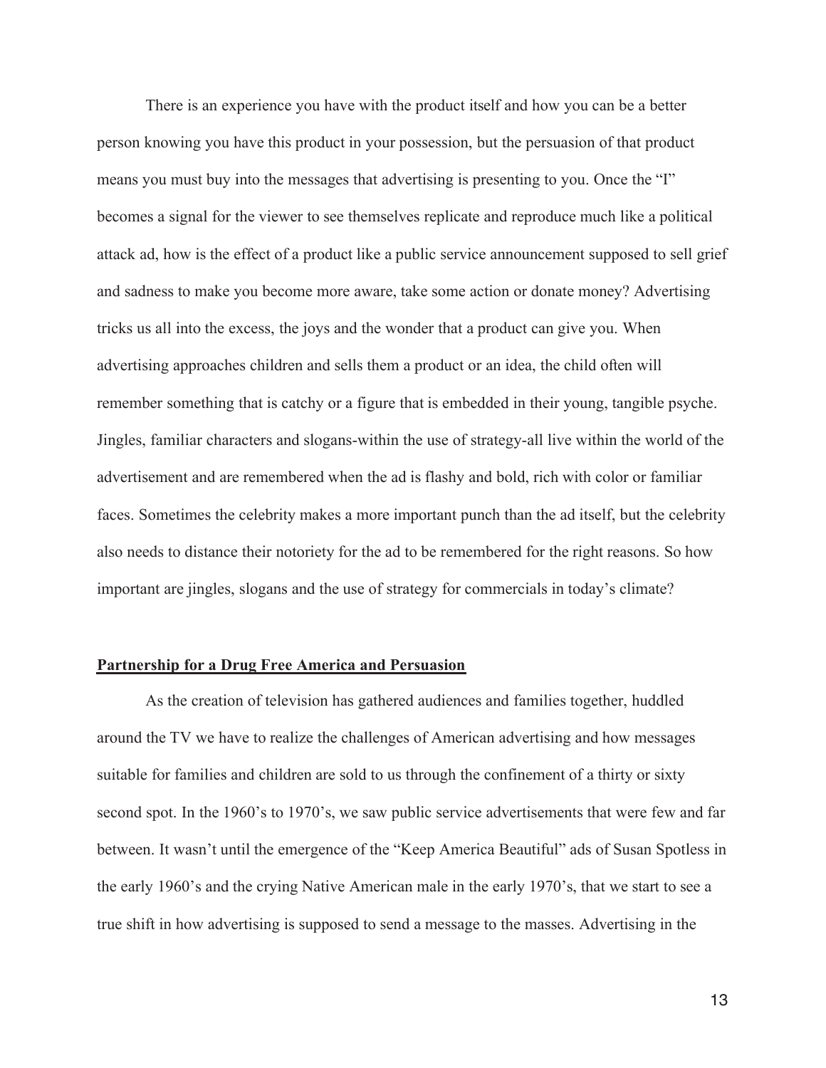There is an experience you have with the product itself and how you can be a better person knowing you have this product in your possession, but the persuasion of that product means you must buy into the messages that advertising is presenting to you. Once the "I" becomes a signal for the viewer to see themselves replicate and reproduce much like a political attack ad, how is the effect of a product like a public service announcement supposed to sell grief and sadness to make you become more aware, take some action or donate money? Advertising tricks us all into the excess, the joys and the wonder that a product can give you. When advertising approaches children and sells them a product or an idea, the child often will remember something that is catchy or a figure that is embedded in their young, tangible psyche. Jingles, familiar characters and slogans-within the use of strategy-all live within the world of the advertisement and are remembered when the ad is flashy and bold, rich with color or familiar faces. Sometimes the celebrity makes a more important punch than the ad itself, but the celebrity also needs to distance their notoriety for the ad to be remembered for the right reasons. So how important are jingles, slogans and the use of strategy for commercials in today's climate?

## Partnership for a Drug Free America and Persuasion

As the creation of television has gathered audiences and families together, huddled around the TV we have to realize the challenges of American advertising and how messages suitable for families and children are sold to us through the confinement of a thirty or sixty second spot. In the 1960's to 1970's, we saw public service advertisements that were few and far between. It wasn't until the emergence of the "Keep America Beautiful" ads of Susan Spotless in the early 1960's and the crying Native American male in the early 1970's, that we start to see a true shift in how advertising is supposed to send a message to the masses. Advertising in the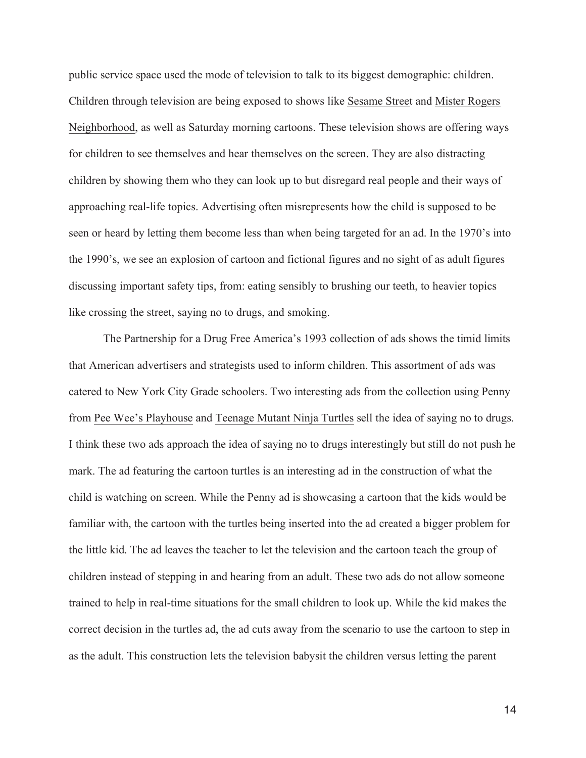public service space used the mode of television to talk to its biggest demographic: children. Children through television are being exposed to shows like Sesame Street and Mister Rogers Neighborhood, as well as Saturday morning cartoons. These television shows are offering ways for children to see themselves and hear themselves on the screen. They are also distracting children by showing them who they can look up to but disregard real people and their ways of approaching real-life topics. Advertising often misrepresents how the child is supposed to be seen or heard by letting them become less than when being targeted for an ad. In the 1970's into the 1990's, we see an explosion of cartoon and fictional figures and no sight of as adult figures discussing important safety tips, from: eating sensibly to brushing our teeth, to heavier topics like crossing the street, saying no to drugs, and smoking.

The Partnership for a Drug Free America's 1993 collection of ads shows the timid limits that American advertisers and strategists used to inform children. This assortment of ads was catered to New York City Grade schoolers. Two interesting ads from the collection using Penny from Pee Wee's Playhouse and Teenage Mutant Ninja Turtles sell the idea of saying no to drugs. I think these two ads approach the idea of saying no to drugs interestingly but still do not push he mark. The ad featuring the cartoon turtles is an interesting ad in the construction of what the child is watching on screen. While the Penny ad is showcasing a cartoon that the kids would be familiar with, the cartoon with the turtles being inserted into the ad created a bigger problem for the little kid. The ad leaves the teacher to let the television and the cartoon teach the group of children instead of stepping in and hearing from an adult. These two ads do not allow someone trained to help in real-time situations for the small children to look up. While the kid makes the correct decision in the turtles ad, the ad cuts away from the scenario to use the cartoon to step in as the adult. This construction lets the television babysit the children versus letting the parent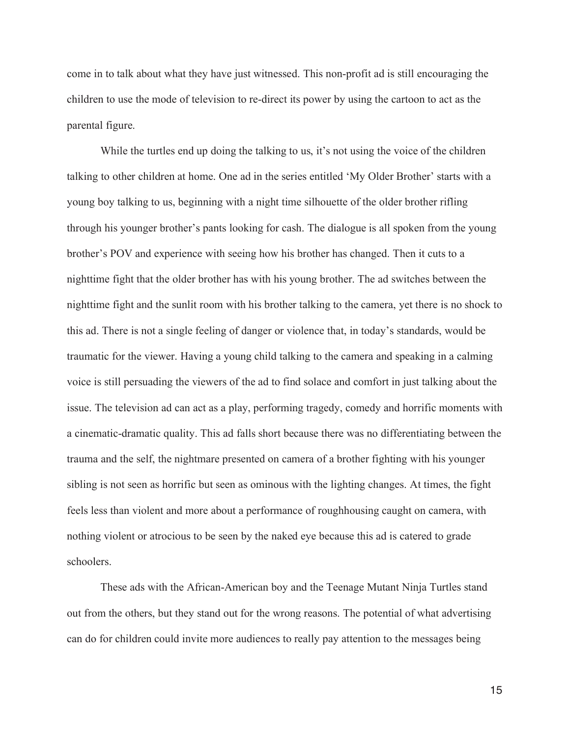come in to talk about what they have just witnessed. This non-profit ad is still encouraging the children to use the mode of television to re-direct its power by using the cartoon to act as the parental figure.

While the turtles end up doing the talking to us, it's not using the voice of the children talking to other children at home. One ad in the series entitled 'My Older Brother' starts with a young boy talking to us, beginning with a night time silhouette of the older brother rifling through his younger brother's pants looking for cash. The dialogue is all spoken from the young brother's POV and experience with seeing how his brother has changed. Then it cuts to a nighttime fight that the older brother has with his young brother. The ad switches between the nighttime fight and the sunlit room with his brother talking to the camera, yet there is no shock to this ad. There is not a single feeling of danger or violence that, in today's standards, would be traumatic for the viewer. Having a young child talking to the camera and speaking in a calming voice is still persuading the viewers of the ad to find solace and comfort in just talking about the issue. The television ad can act as a play, performing tragedy, comedy and horrific moments with a cinematic-dramatic quality. This ad falls short because there was no differentiating between the trauma and the self, the nightmare presented on camera of a brother fighting with his younger sibling is not seen as horrific but seen as ominous with the lighting changes. At times, the fight feels less than violent and more about a performance of roughhousing caught on camera, with nothing violent or atrocious to be seen by the naked eye because this ad is catered to grade schoolers.

These ads with the African-American boy and the Teenage Mutant Ninja Turtles stand out from the others, but they stand out for the wrong reasons. The potential of what advertising can do for children could invite more audiences to really pay attention to the messages being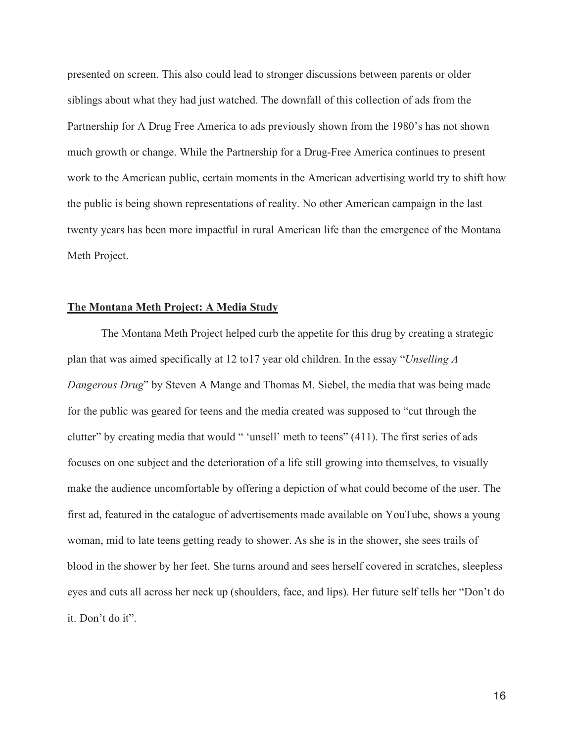presented on screen. This also could lead to stronger discussions between parents or older siblings about what they had just watched. The downfall of this collection of ads from the Partnership for A Drug Free America to ads previously shown from the 1980's has not shown much growth or change. While the Partnership for a Drug-Free America continues to present work to the American public, certain moments in the American advertising world try to shift how the public is being shown representations of reality. No other American campaign in the last twenty years has been more impactful in rural American life than the emergence of the Montana Meth Project.

## **The Montana Meth Project: A Media Study**

The Montana Meth Project helped curb the appetite for this drug by creating a strategic plan that was aimed specifically at 12 to17 year old children. In the essay "*Unselling A Dangerous Drug*" by Steven A Mange and Thomas M. Siebel, the media that was being made for the public was geared for teens and the media created was supposed to "cut through the clutter" by creating media that would " 'unsell' meth to teens" (411). The first series of ads focuses on one subject and the deterioration of a life still growing into themselves, to visually make the audience uncomfortable by offering a depiction of what could become of the user. The first ad, featured in the catalogue of advertisements made available on YouTube, shows a young woman, mid to late teens getting ready to shower. As she is in the shower, she sees trails of blood in the shower by her feet. She turns around and sees herself covered in scratches, sleepless eyes and cuts all across her neck up (shoulders, face, and lips). Her future self tells her "Don't do it. Don't do it".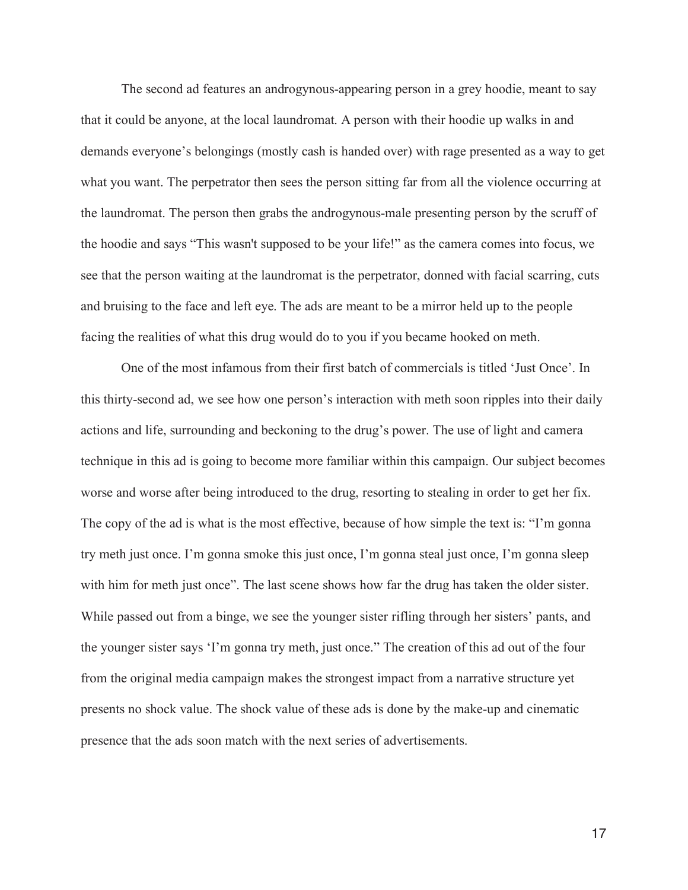The second ad features an androgynous-appearing person in a grey hoodie, meant to say that it could be anyone, at the local laundromat. A person with their hoodie up walks in and demands everyone's belongings (mostly cash is handed over) with rage presented as a way to get what you want. The perpetrator then sees the person sitting far from all the violence occurring at the laundromat. The person then grabs the androgynous-male presenting person by the scruff of the hoodie and says "This wasn't supposed to be your life!" as the camera comes into focus, we see that the person waiting at the laundromat is the perpetrator, donned with facial scarring, cuts and bruising to the face and left eye. The ads are meant to be a mirror held up to the people facing the realities of what this drug would do to you if you became hooked on meth.

One of the most infamous from their first batch of commercials is titled 'Just Once'. In this thirty-second ad, we see how one person's interaction with meth soon ripples into their daily actions and life, surrounding and beckoning to the drug's power. The use of light and camera technique in this ad is going to become more familiar within this campaign. Our subject becomes worse and worse after being introduced to the drug, resorting to stealing in order to get her fix. The copy of the ad is what is the most effective, because of how simple the text is: "I'm gonna try meth just once. I'm gonna smoke this just once, I'm gonna steal just once, I'm gonna sleep with him for meth just once". The last scene shows how far the drug has taken the older sister. While passed out from a binge, we see the younger sister rifling through her sisters' pants, and the younger sister says 'I'm gonna try meth, just once." The creation of this ad out of the four from the original media campaign makes the strongest impact from a narrative structure yet presents no shock value. The shock value of these ads is done by the make-up and cinematic presence that the ads soon match with the next series of advertisements.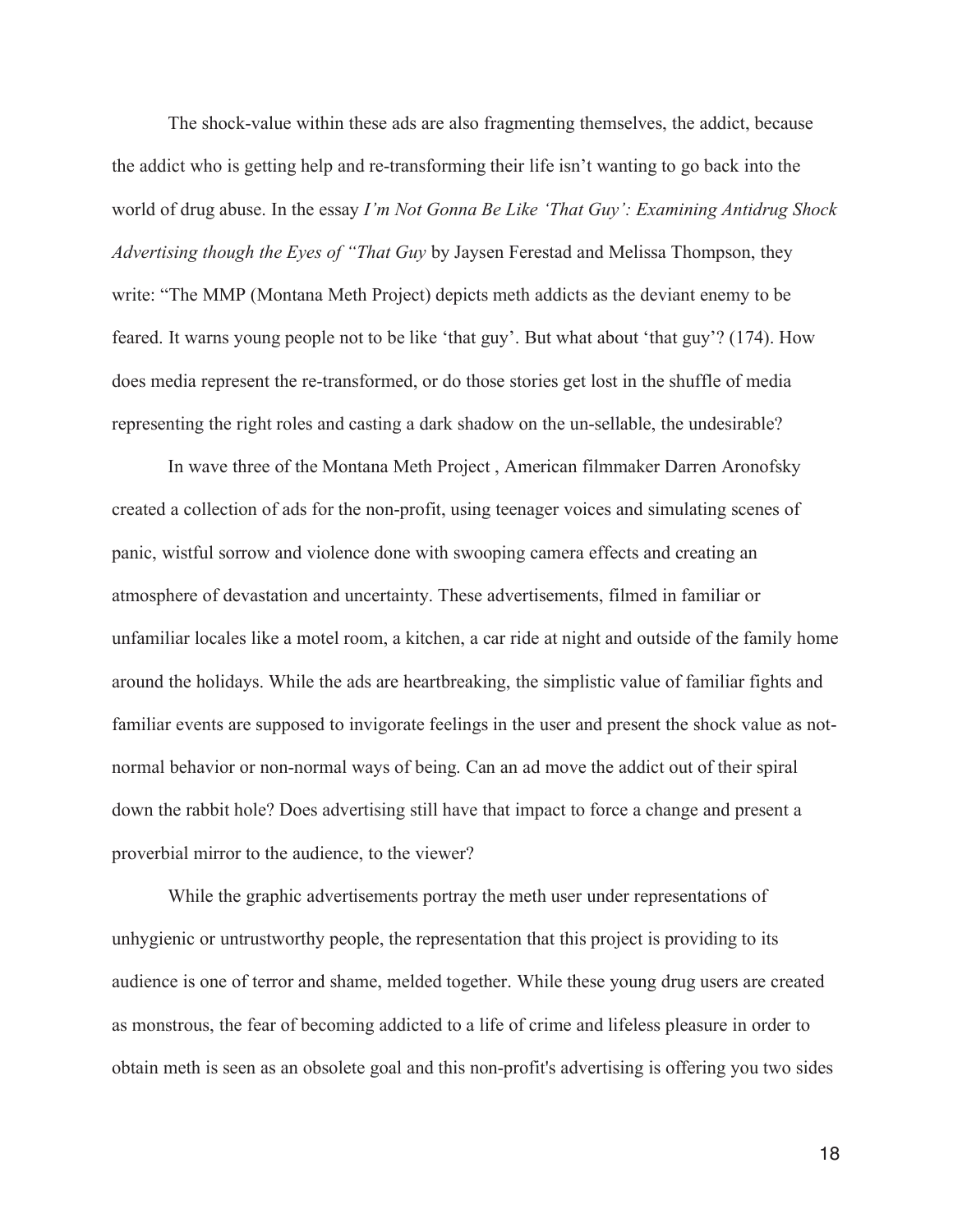The shock-value within these ads are also fragmenting themselves, the addict, because the addict who is getting help and re-transforming their life isn't wanting to go back into the world of drug abuse. In the essay *I'm Not Gonna Be Like 'That Guy': Examining Antidrug Shock Advertising though the Eyes of "That Guy* by Jaysen Ferestad and Melissa Thompson, they write: "The MMP (Montana Meth Project) depicts meth addicts as the deviant enemy to be feared. It warns young people not to be like 'that guy'. But what about 'that guy'? (174). How does media represent the re-transformed, or do those stories get lost in the shuffle of media representing the right roles and casting a dark shadow on the un-sellable, the undesirable?

In wave three of the Montana Meth Project , American filmmaker Darren Aronofsky created a collection of ads for the non-profit, using teenager voices and simulating scenes of panic, wistful sorrow and violence done with swooping camera effects and creating an atmosphere of devastation and uncertainty. These advertisements, filmed in familiar or unfamiliar locales like a motel room, a kitchen, a car ride at night and outside of the family home around the holidays. While the ads are heartbreaking, the simplistic value of familiar fights and familiar events are supposed to invigorate feelings in the user and present the shock value as not-normal behavior or non-normal ways of being. Can an ad move the addict out of their spiral down the rabbit hole? Does advertising still have that impact to force a change and present a proverbial mirror to the audience, to the viewer?

While the graphic advertisements portray the meth user under representations of unhygienic or untrustworthy people, the representation that this project is providing to its audience is one of terror and shame, melded together. While these young drug users are created as monstrous, the fear of becoming addicted to a life of crime and lifeless pleasure in order to obtain meth is seen as an obsolete goal and this non-profit's advertising is offering you two sides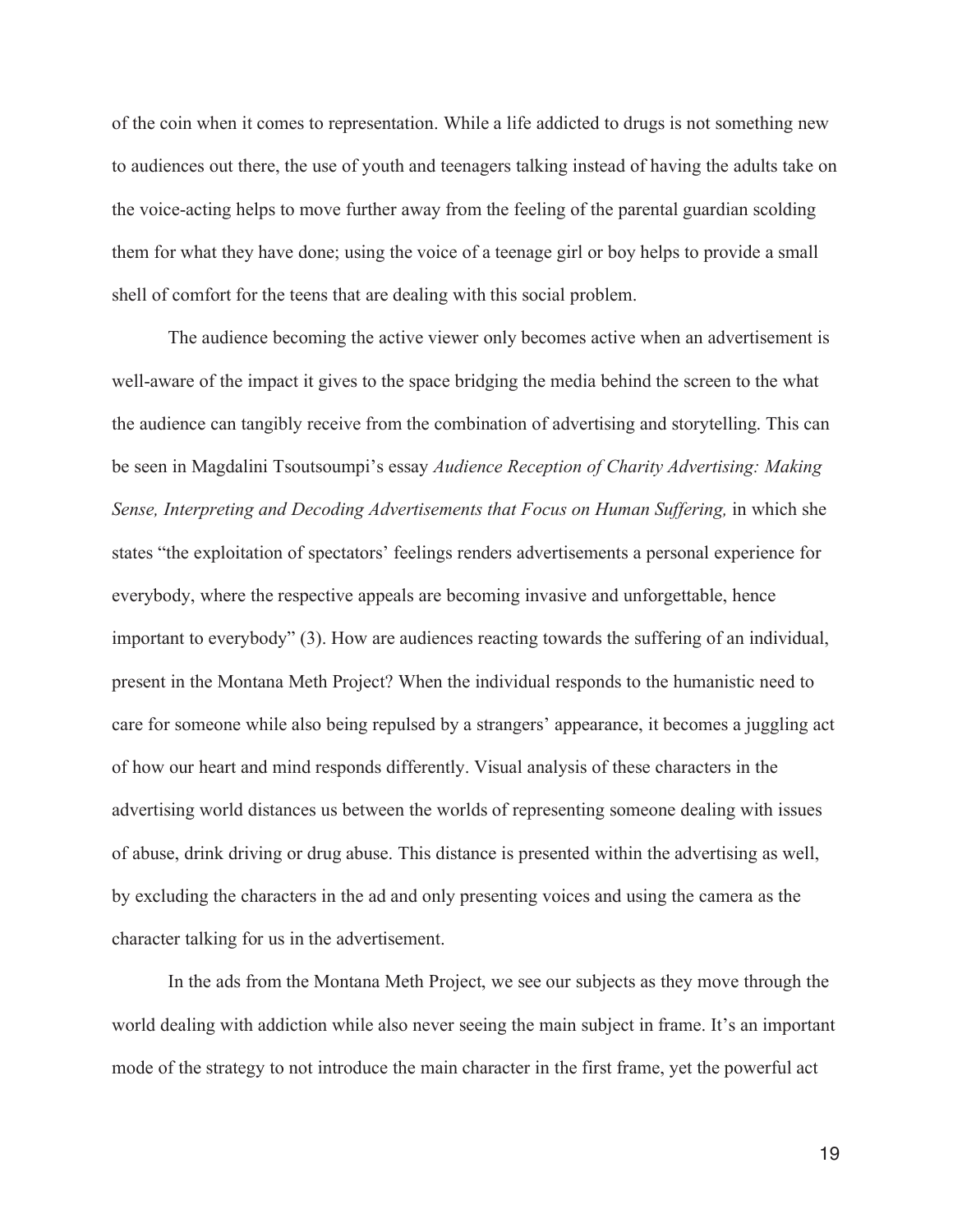of the coin when it comes to representation. While a life addicted to drugs is not something new to audiences out there, the use of youth and teenagers talking instead of having the adults take on the voice-acting helps to move further away from the feeling of the parental guardian scolding them for what they have done; using the voice of a teenage girl or boy helps to provide a small shell of comfort for the teens that are dealing with this social problem.

The audience becoming the active viewer only becomes active when an advertisement is well-aware of the impact it gives to the space bridging the media behind the screen to the what the audience can tangibly receive from the combination of advertising and storytelling. This can be seen in Magdalini Tsoutsoumpi's essay *Audience Reception of Charity Advertising: Making Sense, Interpreting and Decoding Advertisements that Focus on Human Suffering,* in which she states "the exploitation of spectators' feelings renders advertisements a personal experience for everybody, where the respective appeals are becoming invasive and unforgettable, hence important to everybody" (3). How are audiences reacting towards the suffering of an individual, present in the Montana Meth Project? When the individual responds to the humanistic need to care for someone while also being repulsed by a strangers' appearance, it becomes a juggling act of how our heart and mind responds differently. Visual analysis of these characters in the advertising world distances us between the worlds of representing someone dealing with issues of abuse, drink driving or drug abuse. This distance is presented within the advertising as well, by excluding the characters in the ad and only presenting voices and using the camera as the character talking for us in the advertisement.

In the ads from the Montana Meth Project, we see our subjects as they move through the world dealing with addiction while also never seeing the main subject in frame. It's an important mode of the strategy to not introduce the main character in the first frame, yet the powerful act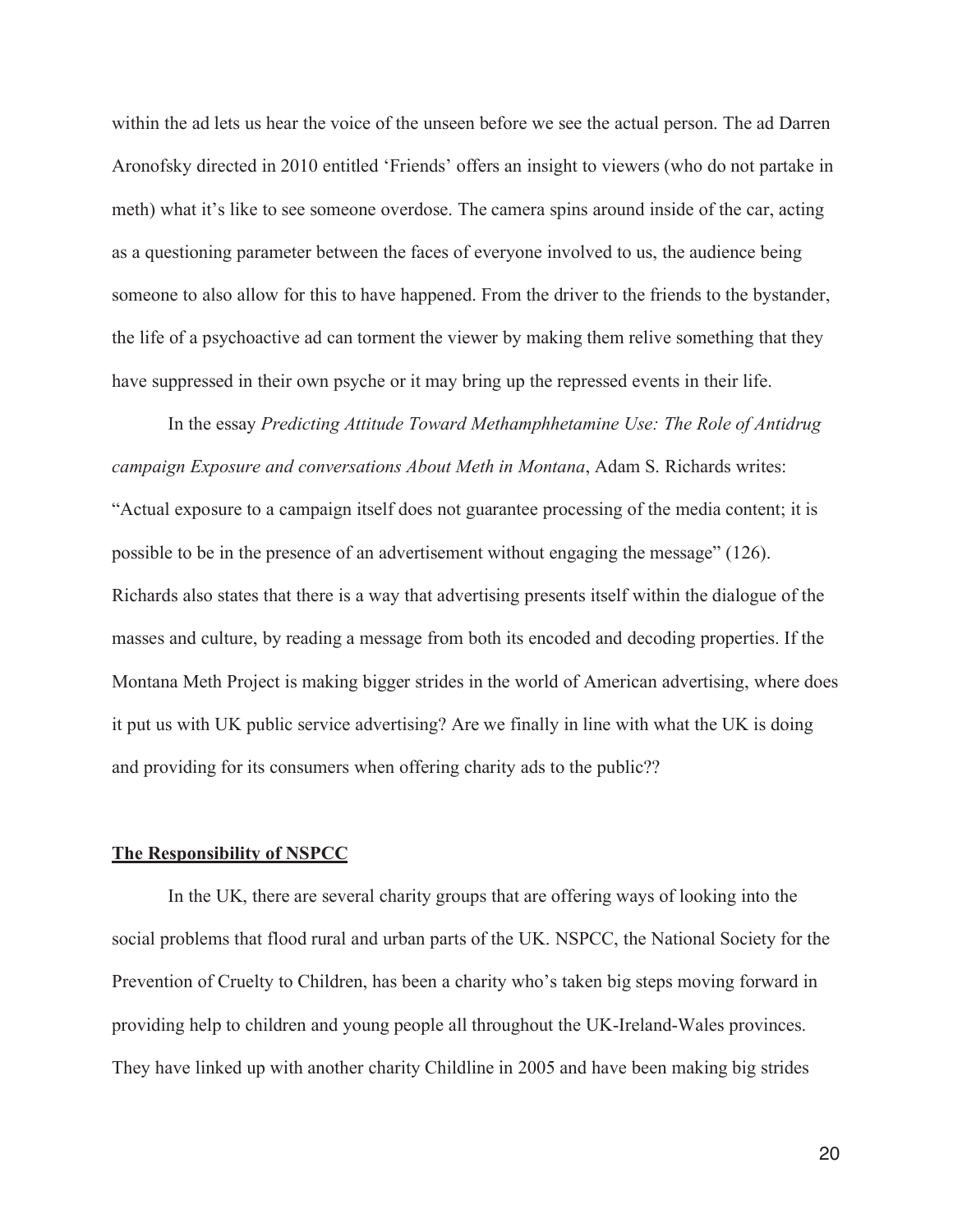within the ad lets us hear the voice of the unseen before we see the actual person. The ad Darren Aronofsky directed in 2010 entitled 'Friends' offers an insight to viewers (who do not partake in meth) what it's like to see someone overdose. The camera spins around inside of the car, acting as a questioning parameter between the faces of everyone involved to us, the audience being someone to also allow for this to have happened. From the driver to the friends to the bystander, the life of a psychoactive ad can torment the viewer by making them relive something that they have suppressed in their own psyche or it may bring up the repressed events in their life.

In the essay *Predicting Attitude Toward Methamphhetamine Use: The Role of Antidrug campaign Exposure and conversations About Meth in Montana*, Adam S. Richards writes: "Actual exposure to a campaign itself does not guarantee processing of the media content; it is possible to be in the presence of an advertisement without engaging the message" (126). Richards also states that there is a way that advertising presents itself within the dialogue of the masses and culture, by reading a message from both its encoded and decoding properties. If the Montana Meth Project is making bigger strides in the world of American advertising, where does it put us with UK public service advertising? Are we finally in line with what the UK is doing and providing for its consumers when offering charity ads to the public??

## The Responsibility of NSPCC

In the UK, there are several charity groups that are offering ways of looking into the social problems that flood rural and urban parts of the UK. NSPCC, the National Society for the Prevention of Cruelty to Children, has been a charity who's taken big steps moving forward in providing help to children and young people all throughout the UK-Ireland-Wales provinces. They have linked up with another charity Childline in 2005 and have been making big strides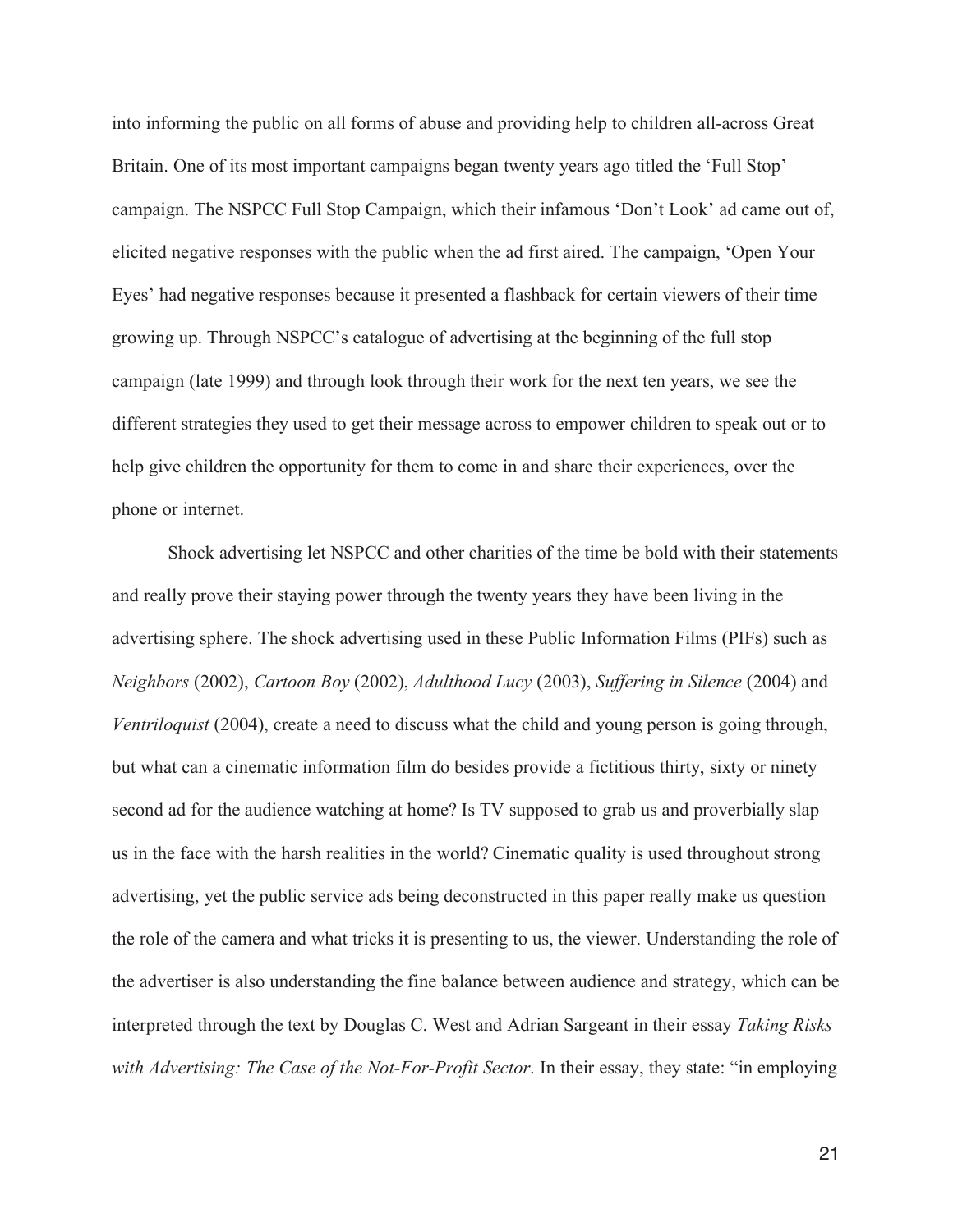into informing the public on all forms of abuse and providing help to children all-across Great Britain. One of its most important campaigns began twenty years ago titled the 'Full Stop' campaign. The NSPCC Full Stop Campaign, which their infamous 'Don't Look' ad came out of, elicited negative responses with the public when the ad first aired. The campaign, 'Open Your Eyes' had negative responses because it presented a flashback for certain viewers of their time growing up. Through NSPCC's catalogue of advertising at the beginning of the full stop campaign (late 1999) and through look through their work for the next ten years, we see the different strategies they used to get their message across to empower children to speak out or to help give children the opportunity for them to come in and share their experiences, over the phone or internet.

Shock advertising let NSPCC and other charities of the time be bold with their statements and really prove their staying power through the twenty years they have been living in the advertising sphere. The shock advertising used in these Public Information Films (PIFs) such as *Neighbors* (2002), *Cartoon Boy* (2002), *Adulthood Lucy* (2003), *Suffering in Silence* (2004) and *Ventriloquist* (2004), create a need to discuss what the child and young person is going through, but what can a cinematic information film do besides provide a fictitious thirty, sixty or ninety second ad for the audience watching at home? Is TV supposed to grab us and proverbially slap us in the face with the harsh realities in the world? Cinematic quality is used throughout strong advertising, yet the public service ads being deconstructed in this paper really make us question the role of the camera and what tricks it is presenting to us, the viewer. Understanding the role of the advertiser is also understanding the fine balance between audience and strategy, which can be interpreted through the text by Douglas C. West and Adrian Sargeant in their essay *Taking Risks with Advertising: The Case of the Not-For-Profit Sector*. In their essay, they state: "in employing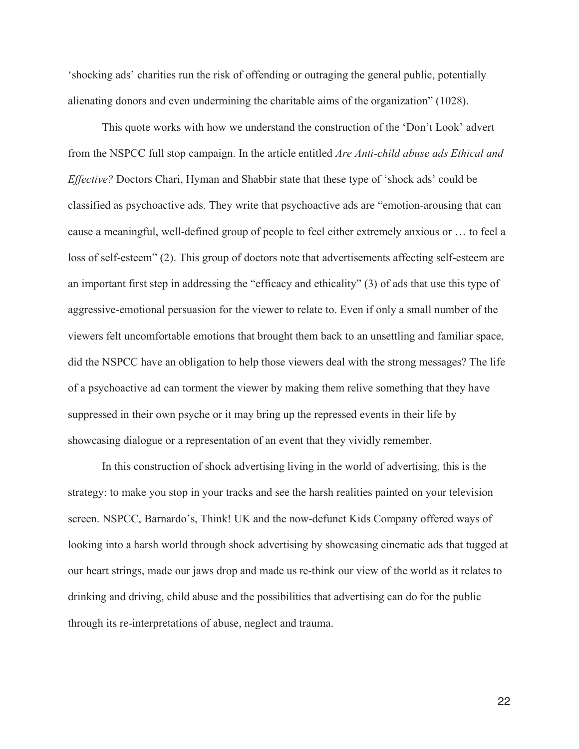'shocking ads' charities run the risk of offending or outraging the general public, potentially alienating donors and even undermining the charitable aims of the organization" (1028).

This quote works with how we understand the construction of the 'Don't Look' advert from the NSPCC full stop campaign. In the article entitled *Are Anti-child abuse ads Ethical and Effective?* Doctors Chari, Hyman and Shabbir state that these type of 'shock ads' could be classified as psychoactive ads. They write that psychoactive ads are "emotion-arousing that can cause a meaningful, well-defined group of people to feel either extremely anxious or … to feel a loss of self-esteem" (2). This group of doctors note that advertisements affecting self-esteem are an important first step in addressing the "efficacy and ethicality" (3) of ads that use this type of aggressive-emotional persuasion for the viewer to relate to. Even if only a small number of the viewers felt uncomfortable emotions that brought them back to an unsettling and familiar space, did the NSPCC have an obligation to help those viewers deal with the strong messages? The life of a psychoactive ad can torment the viewer by making them relive something that they have suppressed in their own psyche or it may bring up the repressed events in their life by showcasing dialogue or a representation of an event that they vividly remember.

In this construction of shock advertising living in the world of advertising, this is the strategy: to make you stop in your tracks and see the harsh realities painted on your television screen. NSPCC, Barnardo's, Think! UK and the now-defunct Kids Company offered ways of looking into a harsh world through shock advertising by showcasing cinematic ads that tugged at our heart strings, made our jaws drop and made us re-think our view of the world as it relates to drinking and driving, child abuse and the possibilities that advertising can do for the public through its re-interpretations of abuse, neglect and trauma.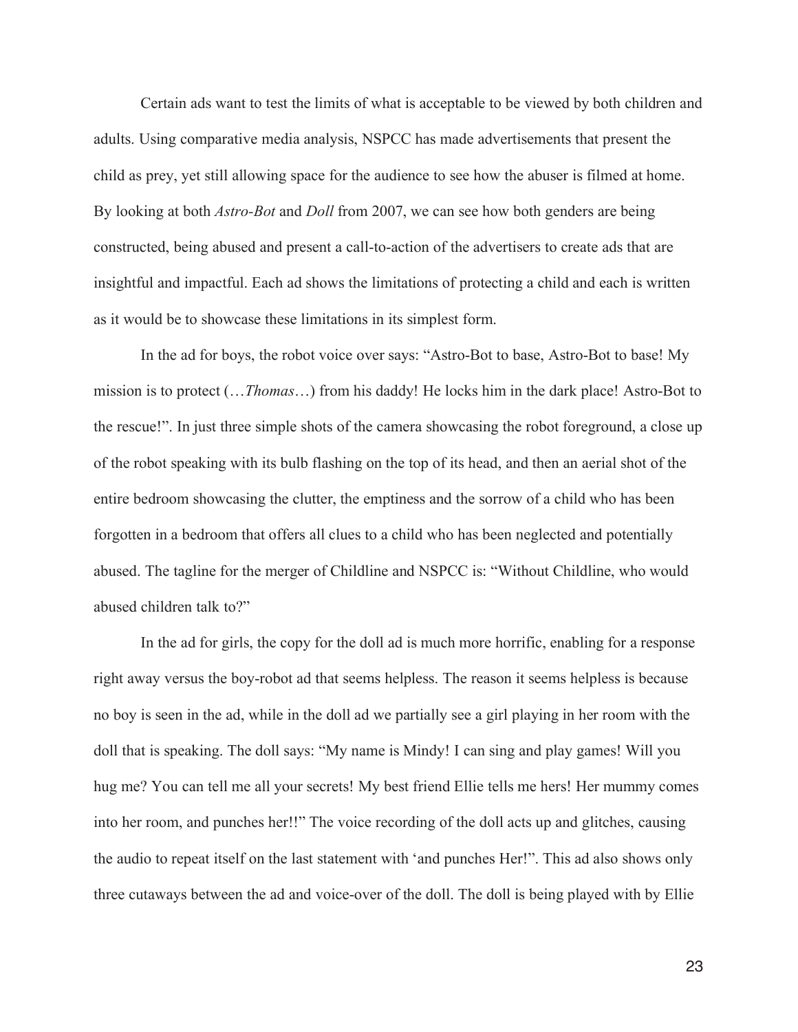Certain ads want to test the limits of what is acceptable to be viewed by both children and adults. Using comparative media analysis, NSPCC has made advertisements that present the child as prey, yet still allowing space for the audience to see how the abuser is filmed at home. By looking at both *Astro-Bot* and *Doll* from 2007, we can see how both genders are being constructed, being abused and present a call-to-action of the advertisers to create ads that are insightful and impactful. Each ad shows the limitations of protecting a child and each is written as it would be to showcase these limitations in its simplest form.

In the ad for boys, the robot voice over says: "Astro-Bot to base, Astro-Bot to base! My mission is to protect (…*Thomas*…) from his daddy! He locks him in the dark place! Astro-Bot to the rescue!". In just three simple shots of the camera showcasing the robot foreground, a close up of the robot speaking with its bulb flashing on the top of its head, and then an aerial shot of the entire bedroom showcasing the clutter, the emptiness and the sorrow of a child who has been forgotten in a bedroom that offers all clues to a child who has been neglected and potentially abused. The tagline for the merger of Childline and NSPCC is: "Without Childline, who would abused children talk to?"

In the ad for girls, the copy for the doll ad is much more horrific, enabling for a response right away versus the boy-robot ad that seems helpless. The reason it seems helpless is because no boy is seen in the ad, while in the doll ad we partially see a girl playing in her room with the doll that is speaking. The doll says: "My name is Mindy! I can sing and play games! Will you hug me? You can tell me all your secrets! My best friend Ellie tells me hers! Her mummy comes into her room, and punches her!!" The voice recording of the doll acts up and glitches, causing the audio to repeat itself on the last statement with 'and punches Her!". This ad also shows only three cutaways between the ad and voice-over of the doll. The doll is being played with by Ellie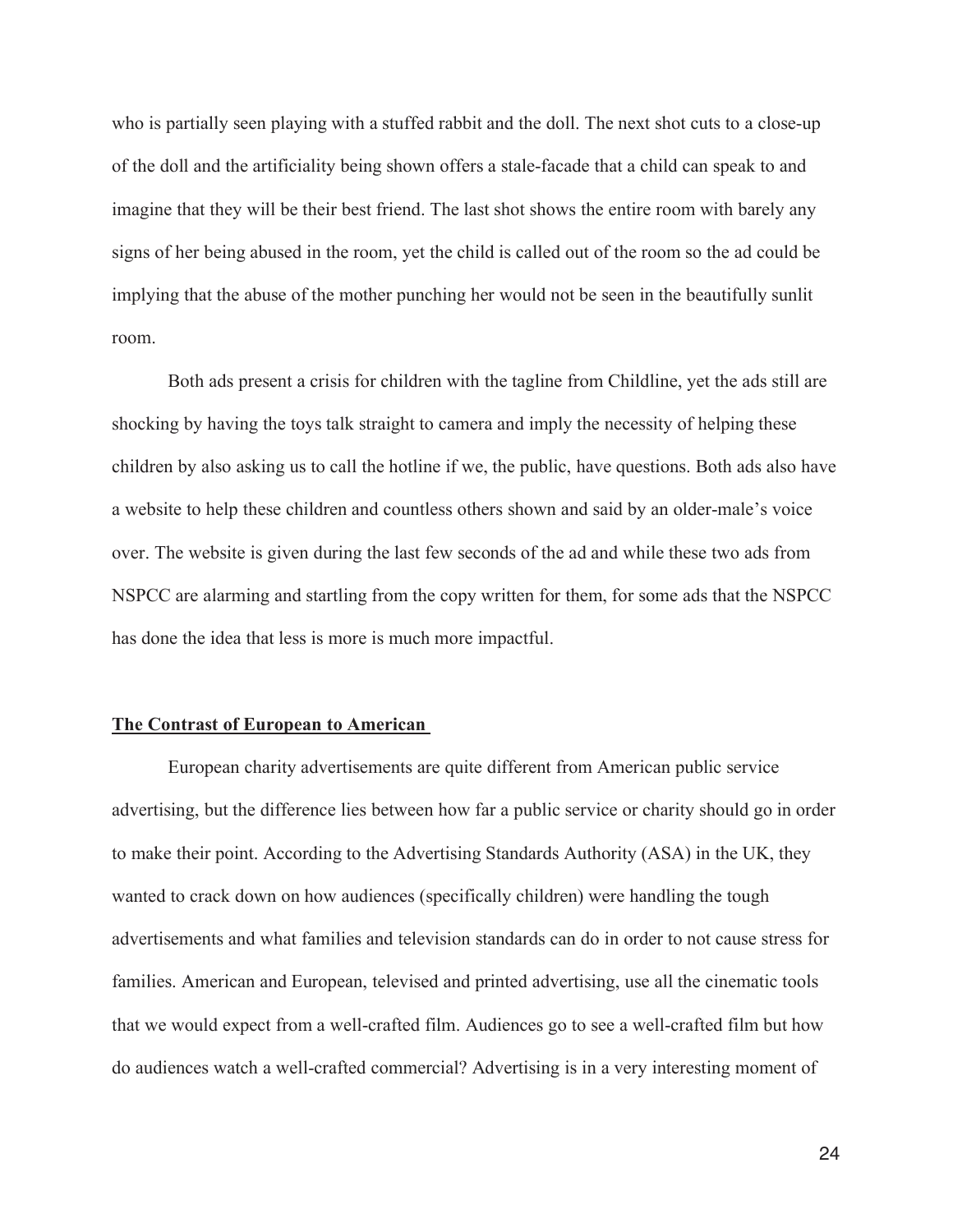who is partially seen playing with a stuffed rabbit and the doll. The next shot cuts to a close-up of the doll and the artificiality being shown offers a stale-facade that a child can speak to and imagine that they will be their best friend. The last shot shows the entire room with barely any signs of her being abused in the room, yet the child is called out of the room so the ad could be implying that the abuse of the mother punching her would not be seen in the beautifully sunlit room.

Both ads present a crisis for children with the tagline from Childline, yet the ads still are shocking by having the toys talk straight to camera and imply the necessity of helping these children by also asking us to call the hotline if we, the public, have questions. Both ads also have a website to help these children and countless others shown and said by an older-male's voice over. The website is given during the last few seconds of the ad and while these two ads from NSPCC are alarming and startling from the copy written for them, for some ads that the NSPCC has done the idea that less is more is much more impactful.

## The Contrast of European to American

European charity advertisements are quite different from American public service advertising, but the difference lies between how far a public service or charity should go in order to make their point. According to the Advertising Standards Authority (ASA) in the UK, they wanted to crack down on how audiences (specifically children) were handling the tough advertisements and what families and television standards can do in order to not cause stress for families. American and European, televised and printed advertising, use all the cinematic tools that we would expect from a well-crafted film. Audiences go to see a well-crafted film but how do audiences watch a well-crafted commercial? Advertising is in a very interesting moment of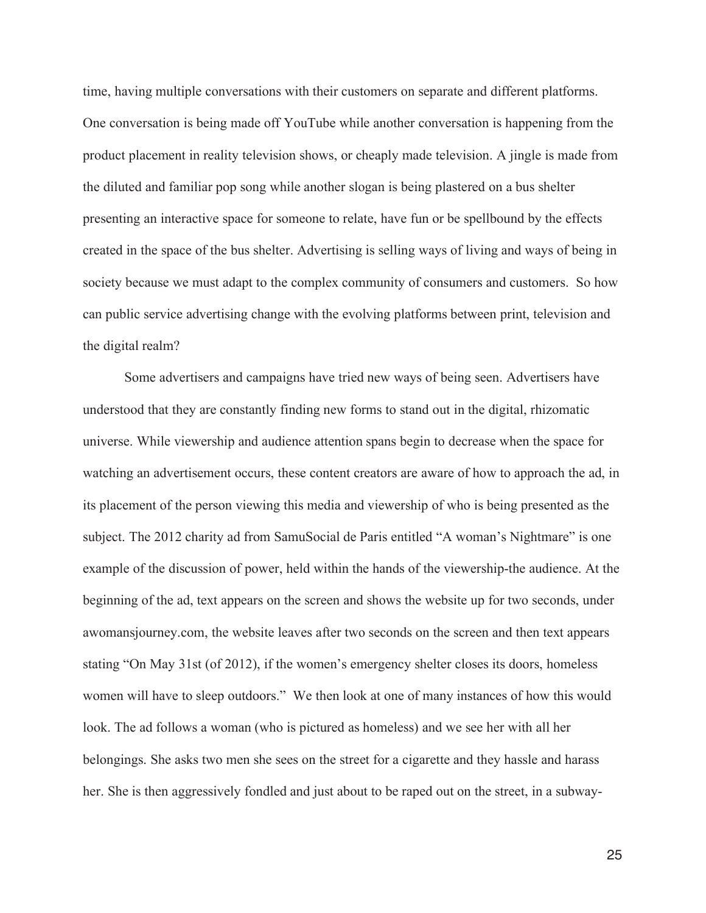time, having multiple conversations with their customers on separate and different platforms. One conversation is being made off YouTube while another conversation is happening from the product placement in reality television shows, or cheaply made television. A jingle is made from the diluted and familiar pop song while another slogan is being plastered on a bus shelter presenting an interactive space for someone to relate, have fun or be spellbound by the effects created in the space of the bus shelter. Advertising is selling ways of living and ways of being in society because we must adapt to the complex community of consumers and customers. So how can public service advertising change with the evolving platforms between print, television and the digital realm?

Some advertisers and campaigns have tried new ways of being seen. Advertisers have understood that they are constantly finding new forms to stand out in the digital, rhizomatic universe. While viewership and audience attention spans begin to decrease when the space for watching an advertisement occurs, these content creators are aware of how to approach the ad, in its placement of the person viewing this media and viewership of who is being presented as the subject. The 2012 charity ad from SamuSocial de Paris entitled "A woman's Nightmare" is one example of the discussion of power, held within the hands of the viewership-the audience. At the beginning of the ad, text appears on the screen and shows the website up for two seconds, under awomansjourney.com, the website leaves after two seconds on the screen and then text appears stating "On May 31st (of 2012), if the women's emergency shelter closes its doors, homeless women will have to sleep outdoors." We then look at one of many instances of how this would look. The ad follows a woman (who is pictured as homeless) and we see her with all her belongings. She asks two men she sees on the street for a cigarette and they hassle and harass her. She is then aggressively fondled and just about to be raped out on the street, in a subway-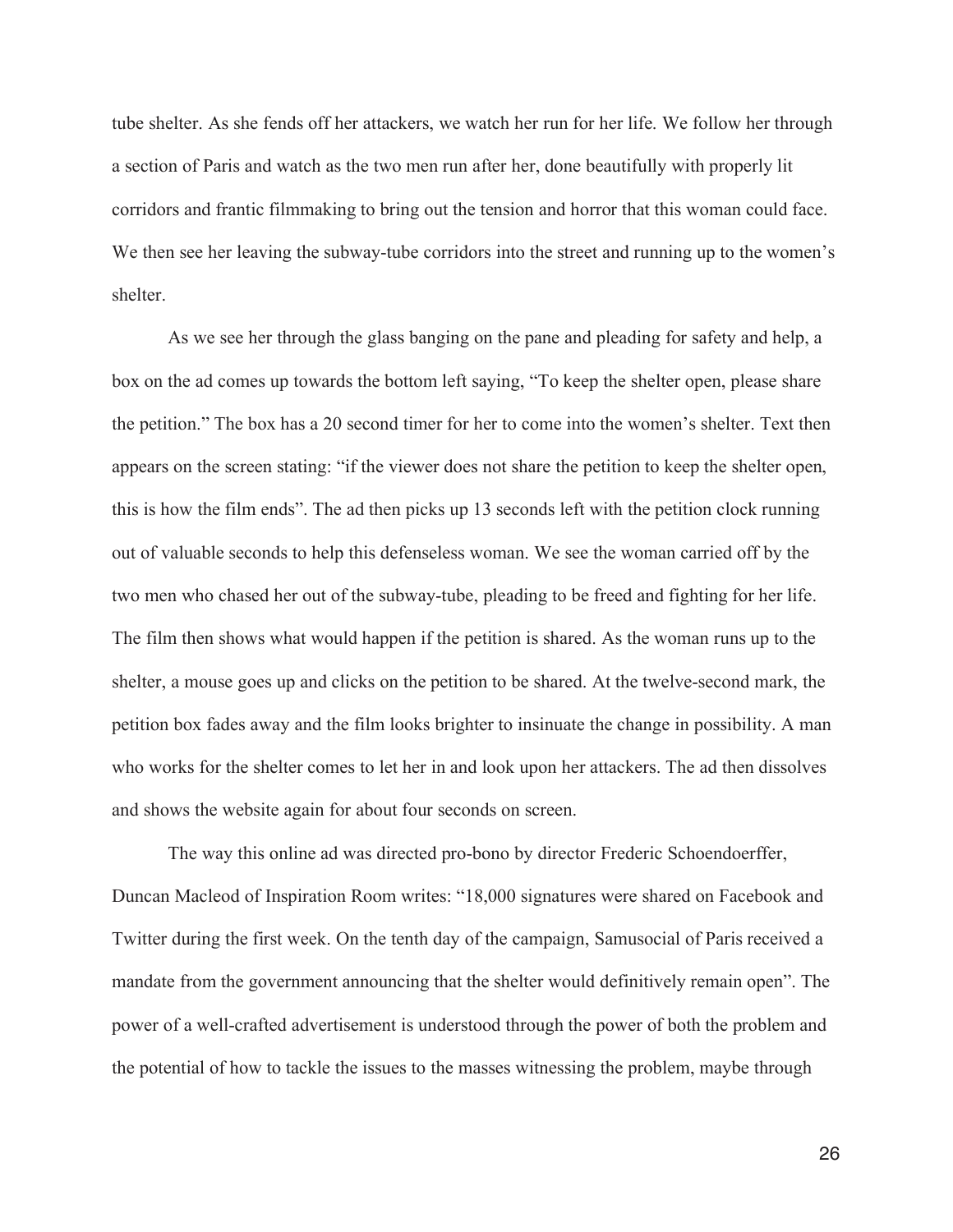tube shelter. As she fends off her attackers, we watch her run for her life. We follow her through a section of Paris and watch as the two men run after her, done beautifully with properly lit corridors and frantic filmmaking to bring out the tension and horror that this woman could face. We then see her leaving the subway-tube corridors into the street and running up to the women's shelter.

As we see her through the glass banging on the pane and pleading for safety and help, a box on the ad comes up towards the bottom left saying, "To keep the shelter open, please share the petition." The box has a 20 second timer for her to come into the women's shelter. Text then appears on the screen stating: "if the viewer does not share the petition to keep the shelter open, this is how the film ends". The ad then picks up 13 seconds left with the petition clock running out of valuable seconds to help this defenseless woman. We see the woman carried off by the two men who chased her out of the subway-tube, pleading to be freed and fighting for her life. The film then shows what would happen if the petition is shared. As the woman runs up to the shelter, a mouse goes up and clicks on the petition to be shared. At the twelve-second mark, the petition box fades away and the film looks brighter to insinuate the change in possibility. A man who works for the shelter comes to let her in and look upon her attackers. The ad then dissolves and shows the website again for about four seconds on screen.

The way this online ad was directed pro-bono by director Frederic Schoendoerffer, Duncan Macleod of Inspiration Room writes: "18,000 signatures were shared on Facebook and Twitter during the first week. On the tenth day of the campaign, Samusocial of Paris received a mandate from the government announcing that the shelter would definitively remain open". The power of a well-crafted advertisement is understood through the power of both the problem and the potential of how to tackle the issues to the masses witnessing the problem, maybe through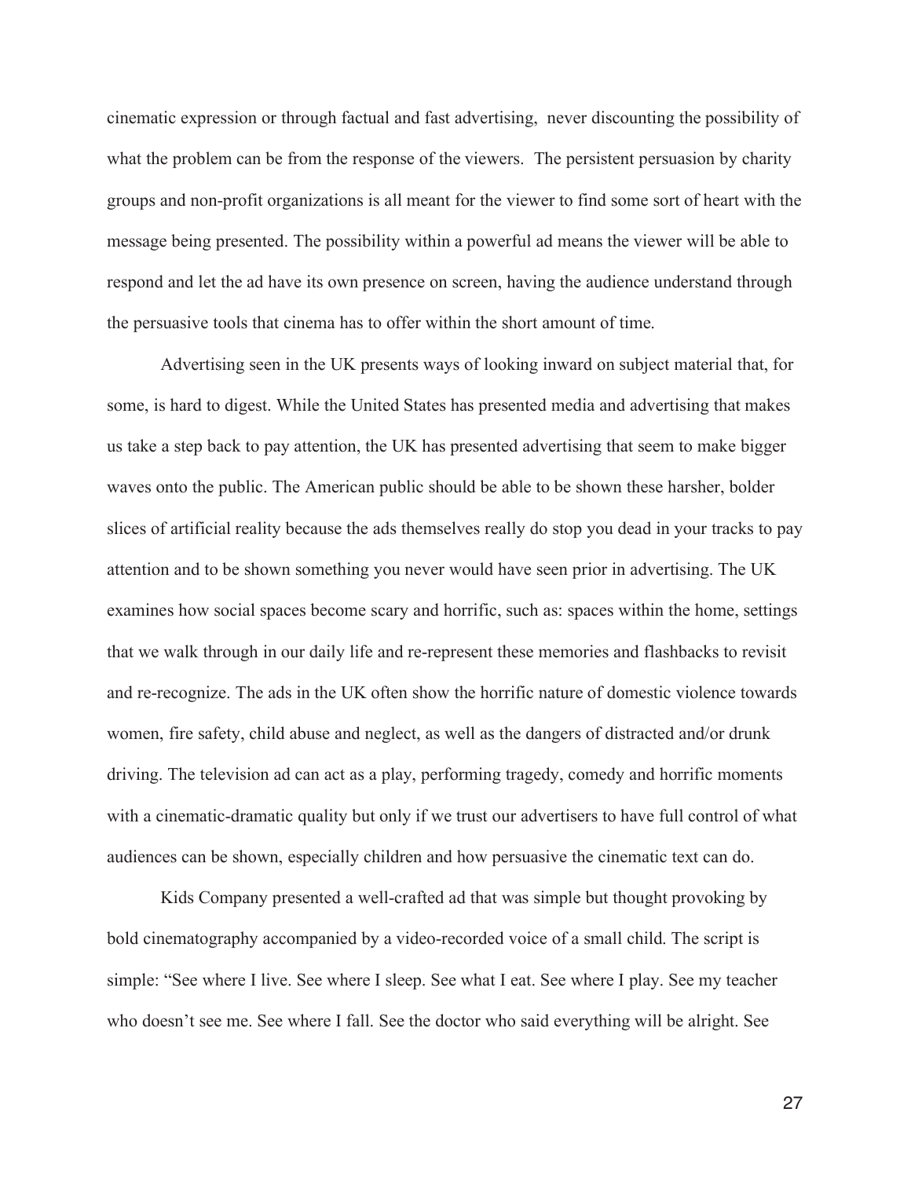cinematic expression or through factual and fast advertising, never discounting the possibility of what the problem can be from the response of the viewers. The persistent persuasion by charity groups and non-profit organizations is all meant for the viewer to find some sort of heart with the message being presented. The possibility within a powerful ad means the viewer will be able to respond and let the ad have its own presence on screen, having the audience understand through the persuasive tools that cinema has to offer within the short amount of time.

Advertising seen in the UK presents ways of looking inward on subject material that, for some, is hard to digest. While the United States has presented media and advertising that makes us take a step back to pay attention, the UK has presented advertising that seem to make bigger waves onto the public. The American public should be able to be shown these harsher, bolder slices of artificial reality because the ads themselves really do stop you dead in your tracks to pay attention and to be shown something you never would have seen prior in advertising. The UK examines how social spaces become scary and horrific, such as: spaces within the home, settings that we walk through in our daily life and re-represent these memories and flashbacks to revisit and re-recognize. The ads in the UK often show the horrific nature of domestic violence towards women, fire safety, child abuse and neglect, as well as the dangers of distracted and/or drunk driving. The television ad can act as a play, performing tragedy, comedy and horrific moments with a cinematic-dramatic quality but only if we trust our advertisers to have full control of what audiences can be shown, especially children and how persuasive the cinematic text can do.

Kids Company presented a well-crafted ad that was simple but thought provoking by bold cinematography accompanied by a video-recorded voice of a small child. The script is simple: "See where I live. See where I sleep. See what I eat. See where I play. See my teacher who doesn't see me. See where I fall. See the doctor who said everything will be alright. See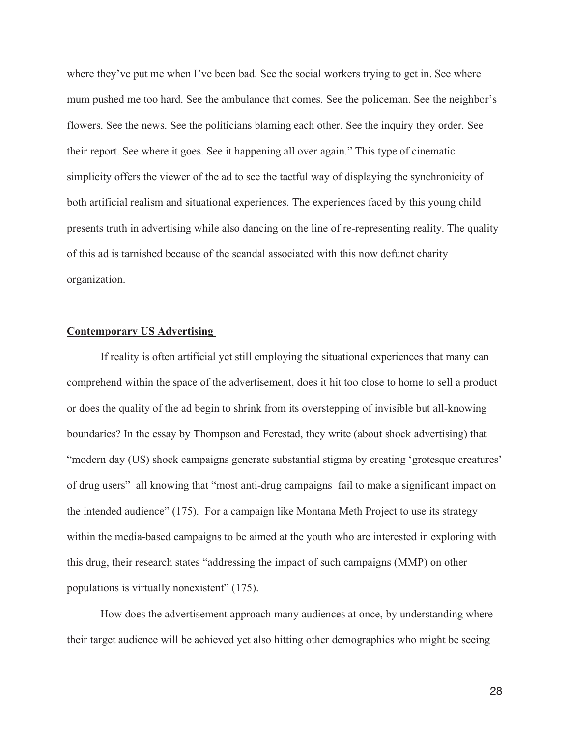where they've put me when I've been bad. See the social workers trying to get in. See where mum pushed me too hard. See the ambulance that comes. See the policeman. See the neighbor's flowers. See the news. See the politicians blaming each other. See the inquiry they order. See their report. See where it goes. See it happening all over again." This type of cinematic simplicity offers the viewer of the ad to see the tactful way of displaying the synchronicity of both artificial realism and situational experiences. The experiences faced by this young child presents truth in advertising while also dancing on the line of re-representing reality. The quality of this ad is tarnished because of the scandal associated with this now defunct charity organization.

**Contemporary US Advertising**

If reality is often artificial yet still employing the situational experiences that many can comprehend within the space of the advertisement, does it hit too close to home to sell a product or does the quality of the ad begin to shrink from its overstepping of invisible but all-knowing boundaries? In the essay by Thompson and Ferestad, they write (about shock advertising) that "modern day (US) shock campaigns generate substantial stigma by creating 'grotesque creatures' of drug users" all knowing that "most anti-drug campaigns fail to make a significant impact on the intended audience" (175). For a campaign like Montana Meth Project to use its strategy within the media-based campaigns to be aimed at the youth who are interested in exploring with this drug, their research states "addressing the impact of such campaigns (MMP) on other populations is virtually nonexistent" (175).

How does the advertisement approach many audiences at once, by understanding where their target audience will be achieved yet also hitting other demographics who might be seeing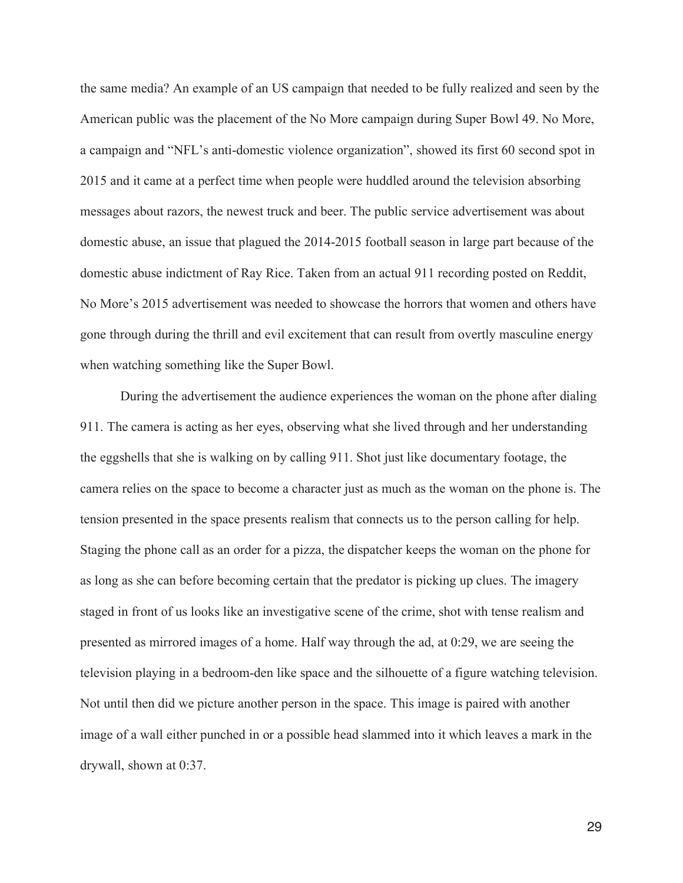the same media? An example of an US campaign that needed to be fully realized and seen by the American public was the placement of the No More campaign during Super Bowl 49. No More, a campaign and "NFL's anti-domestic violence organization", showed its first 60 second spot in 2015 and it came at a perfect time when people were huddled around the television absorbing messages about razors, the newest truck and beer. The public service advertisement was about domestic abuse, an issue that plagued the 2014-2015 football season in large part because of the domestic abuse indictment of Ray Rice. Taken from an actual 911 recording posted on Reddit, No More's 2015 advertisement was needed to showcase the horrors that women and others have gone through during the thrill and evil excitement that can result from overtly masculine energy when watching something like the Super Bowl.

During the advertisement the audience experiences the woman on the phone after dialing 911. The camera is acting as her eyes, observing what she lived through and her understanding the eggshells that she is walking on by calling 911. Shot just like documentary footage, the camera relies on the space to become a character just as much as the woman on the phone is. The tension presented in the space presents realism that connects us to the person calling for help. Staging the phone call as an order for a pizza, the dispatcher keeps the woman on the phone for as long as she can before becoming certain that the predator is picking up clues. The imagery staged in front of us looks like an investigative scene of the crime, shot with tense realism and presented as mirrored images of a home. Half way through the ad, at 0:29, we are seeing the television playing in a bedroom-den like space and the silhouette of a figure watching television. Not until then did we picture another person in the space. This image is paired with another image of a wall either punched in or a possible head slammed into it which leaves a mark in the drywall, shown at 0:37.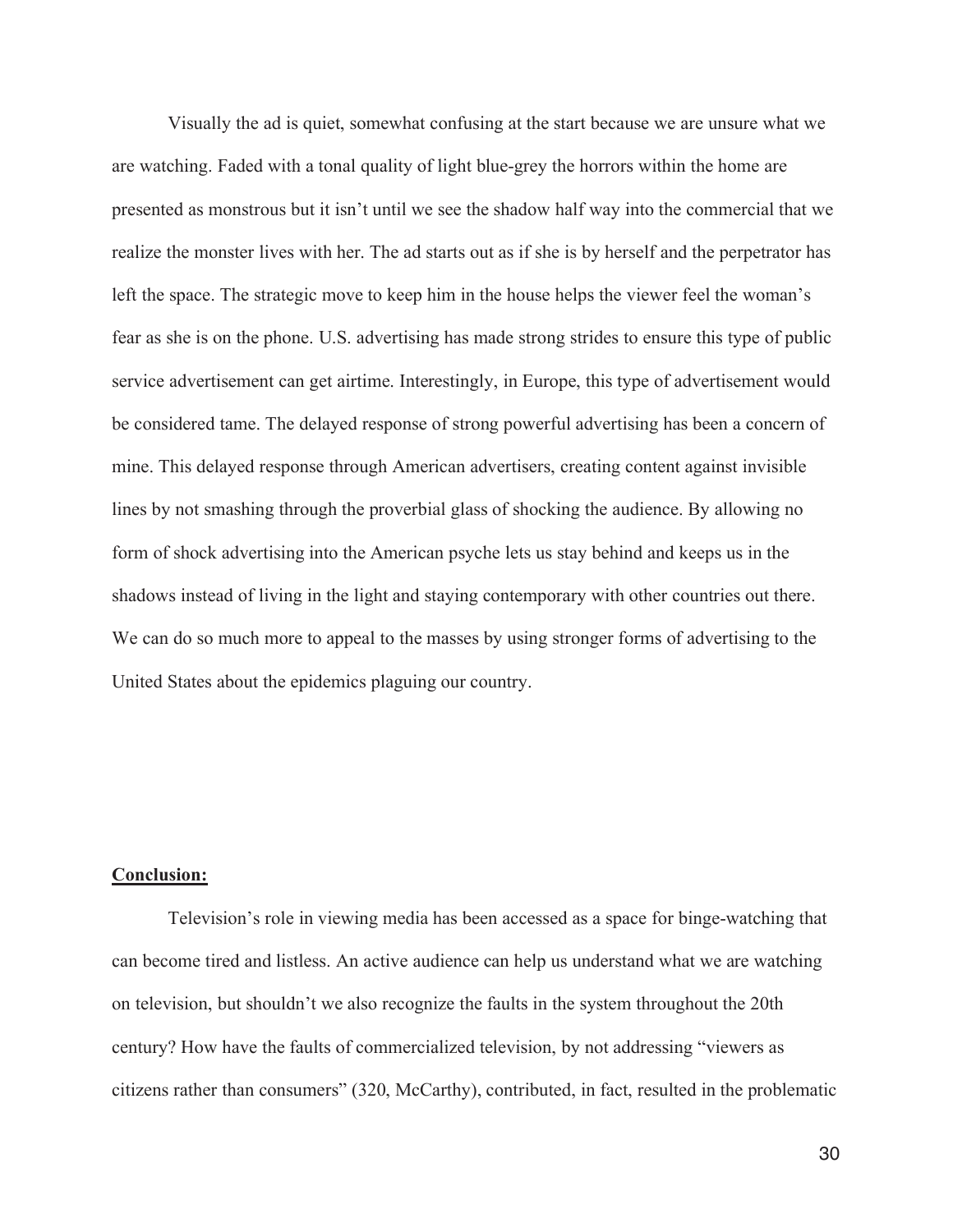Visually the ad is quiet, somewhat confusing at the start because we are unsure what we are watching. Faded with a tonal quality of light blue-grey the horrors within the home are presented as monstrous but it isn't until we see the shadow half way into the commercial that we realize the monster lives with her. The ad starts out as if she is by herself and the perpetrator has left the space. The strategic move to keep him in the house helps the viewer feel the woman's fear as she is on the phone. U.S. advertising has made strong strides to ensure this type of public service advertisement can get airtime. Interestingly, in Europe, this type of advertisement would be considered tame. The delayed response of strong powerful advertising has been a concern of mine. This delayed response through American advertisers, creating content against invisible lines by not smashing through the proverbial glass of shocking the audience. By allowing no form of shock advertising into the American psyche lets us stay behind and keeps us in the shadows instead of living in the light and staying contemporary with other countries out there. We can do so much more to appeal to the masses by using stronger forms of advertising to the United States about the epidemics plaguing our country.

## **Conclusion:**

Television's role in viewing media has been accessed as a space for binge-watching that can become tired and listless. An active audience can help us understand what we are watching on television, but shouldn't we also recognize the faults in the system throughout the 20th century? How have the faults of commercialized television, by not addressing "viewers as citizens rather than consumers" (320, McCarthy), contributed, in fact, resulted in the problematic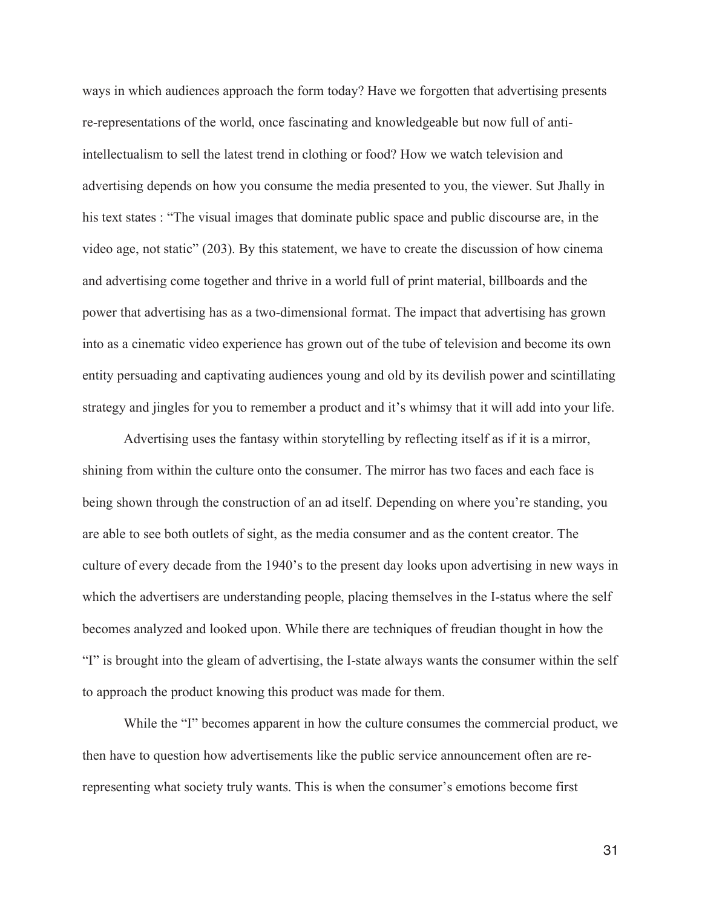ways in which audiences approach the form today? Have we forgotten that advertising presents re-representations of the world, once fascinating and knowledgeable but now full of anti-intellectualism to sell the latest trend in clothing or food? How we watch television and advertising depends on how you consume the media presented to you, the viewer. Sut Jhally in his text states : "The visual images that dominate public space and public discourse are, in the video age, not static" (203). By this statement, we have to create the discussion of how cinema and advertising come together and thrive in a world full of print material, billboards and the power that advertising has as a two-dimensional format. The impact that advertising has grown into as a cinematic video experience has grown out of the tube of television and become its own entity persuading and captivating audiences young and old by its devilish power and scintillating strategy and jingles for you to remember a product and it's whimsy that it will add into your life.

Advertising uses the fantasy within storytelling by reflecting itself as if it is a mirror, shining from within the culture onto the consumer. The mirror has two faces and each face is being shown through the construction of an ad itself. Depending on where you're standing, you are able to see both outlets of sight, as the media consumer and as the content creator. The culture of every decade from the 1940's to the present day looks upon advertising in new ways in which the advertisers are understanding people, placing themselves in the I-status where the self becomes analyzed and looked upon. While there are techniques of freudian thought in how the "I" is brought into the gleam of advertising, the I-state always wants the consumer within the self to approach the product knowing this product was made for them.

While the "I" becomes apparent in how the culture consumes the commercial product, we then have to question how advertisements like the public service announcement often are re-representing what society truly wants. This is when the consumer's emotions become first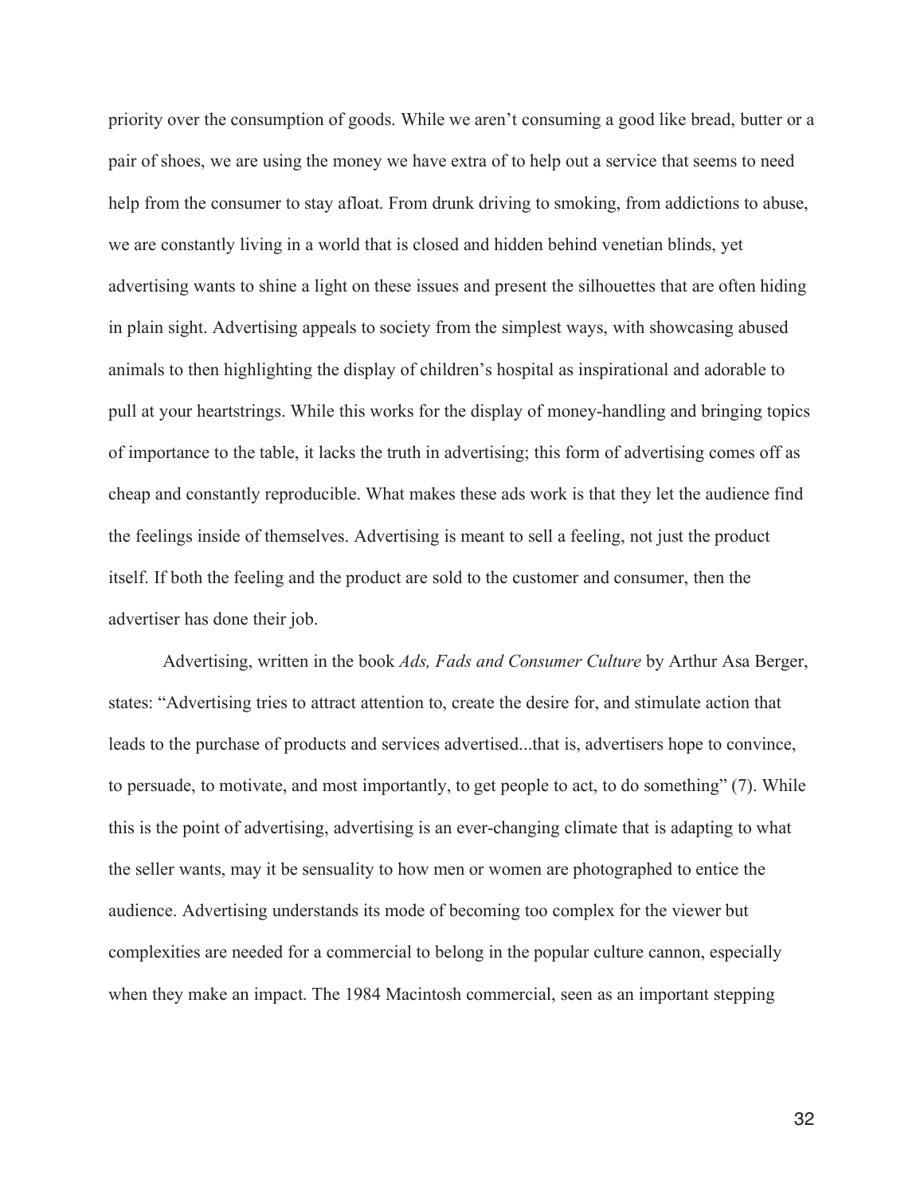priority over the consumption of goods. While we aren't consuming a good like bread, butter or a pair of shoes, we are using the money we have extra of to help out a service that seems to need help from the consumer to stay afloat. From drunk driving to smoking, from addictions to abuse, we are constantly living in a world that is closed and hidden behind venetian blinds, yet advertising wants to shine a light on these issues and present the silhouettes that are often hiding in plain sight. Advertising appeals to society from the simplest ways, with showcasing abused animals to then highlighting the display of children's hospital as inspirational and adorable to pull at your heartstrings. While this works for the display of money-handling and bringing topics of importance to the table, it lacks the truth in advertising; this form of advertising comes off as cheap and constantly reproducible. What makes these ads work is that they let the audience find the feelings inside of themselves. Advertising is meant to sell a feeling, not just the product itself. If both the feeling and the product are sold to the customer and consumer, then the advertiser has done their job.

Advertising, written in the book *Ads, Fads and Consumer Culture* by Arthur Asa Berger, states: "Advertising tries to attract attention to, create the desire for, and stimulate action that leads to the purchase of products and services advertised...that is, advertisers hope to convince, to persuade, to motivate, and most importantly, to get people to act, to do something" (7). While this is the point of advertising, advertising is an ever-changing climate that is adapting to what the seller wants, may it be sensuality to how men or women are photographed to entice the audience. Advertising understands its mode of becoming too complex for the viewer but complexities are needed for a commercial to belong in the popular culture cannon, especially when they make an impact. The 1984 Macintosh commercial, seen as an important stepping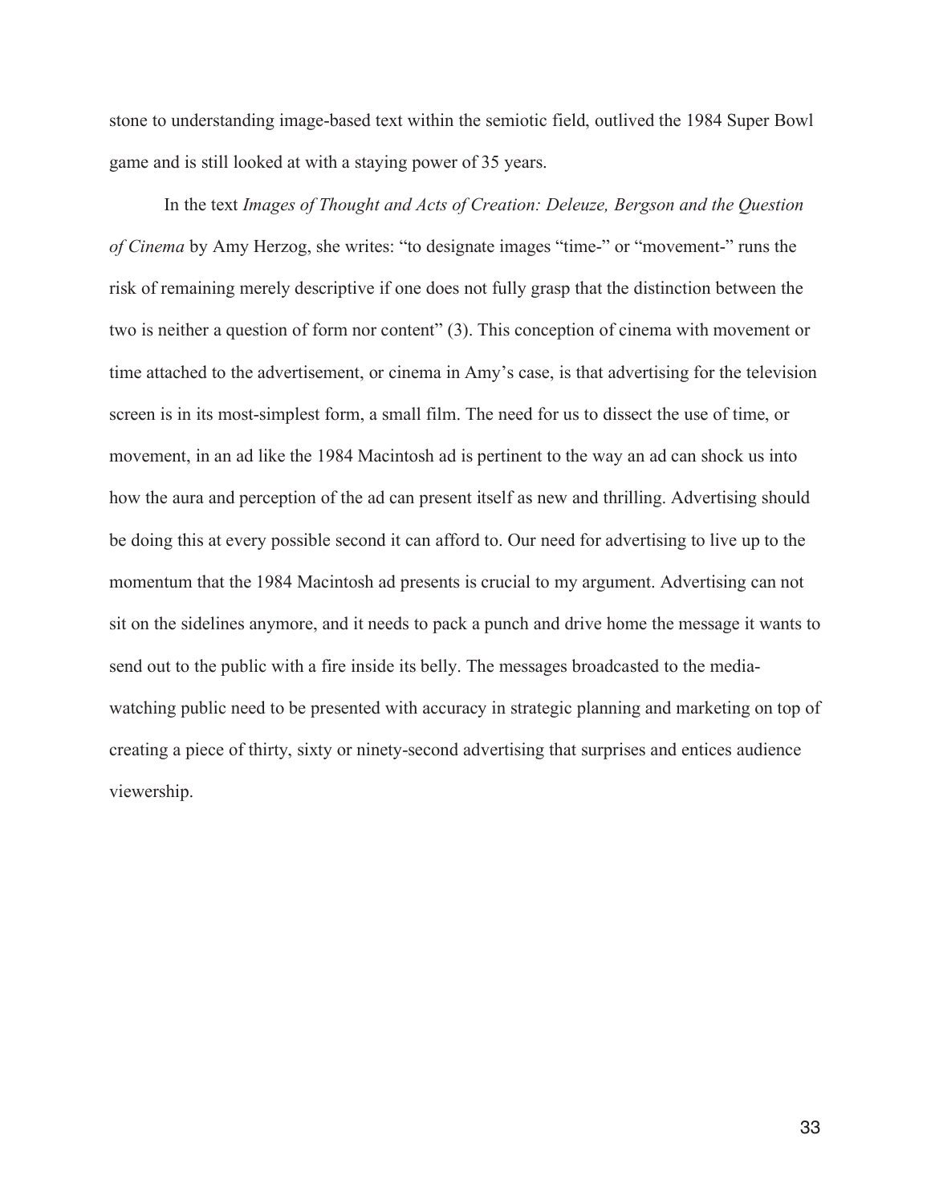stone to understanding image-based text within the semiotic field, outlived the 1984 Super Bowl game and is still looked at with a staying power of 35 years.

In the text *Images of Thought and Acts of Creation: Deleuze, Bergson and the Question of Cinema* by Amy Herzog, she writes: "to designate images "time-" or "movement-" runs the risk of remaining merely descriptive if one does not fully grasp that the distinction between the two is neither a question of form nor content" (3). This conception of cinema with movement or time attached to the advertisement, or cinema in Amy's case, is that advertising for the television screen is in its most-simplest form, a small film. The need for us to dissect the use of time, or movement, in an ad like the 1984 Macintosh ad is pertinent to the way an ad can shock us into how the aura and perception of the ad can present itself as new and thrilling. Advertising should be doing this at every possible second it can afford to. Our need for advertising to live up to the momentum that the 1984 Macintosh ad presents is crucial to my argument. Advertising can not sit on the sidelines anymore, and it needs to pack a punch and drive home the message it wants to send out to the public with a fire inside its belly. The messages broadcasted to the media-watching public need to be presented with accuracy in strategic planning and marketing on top of creating a piece of thirty, sixty or ninety-second advertising that surprises and entices audience viewership.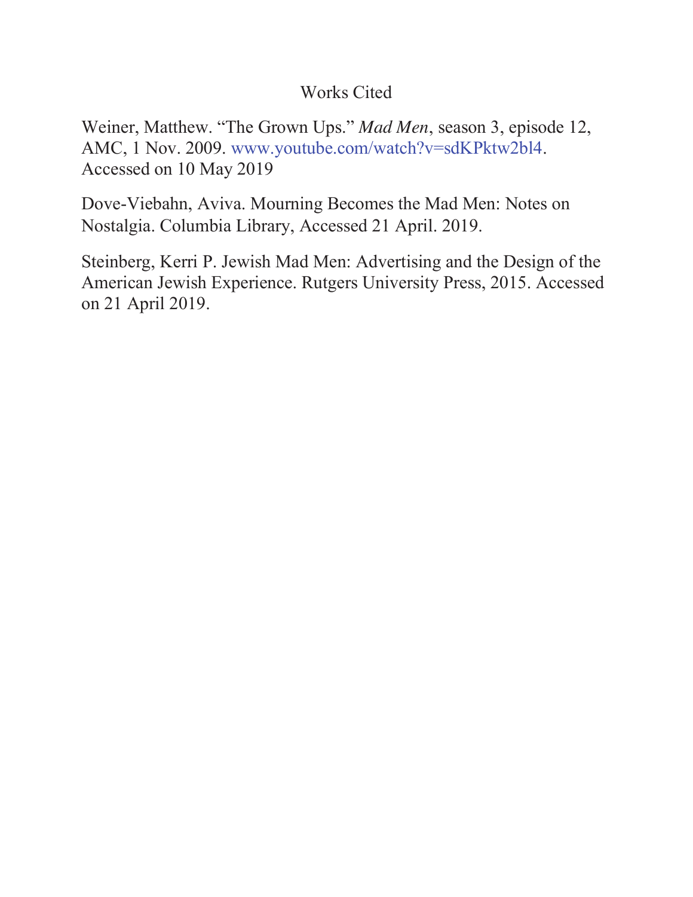# Works Cited

Weiner, Matthew. “The Grown Ups.” *Mad Men*, season 3, episode 12, AMC, 1 Nov. 2009. www.youtube.com/watch?v=sdKPktw2bl4. Accessed on 10 May 2019

Dove-Viebahn, Aviva. Mourning Becomes the Mad Men: Notes on Nostalgia. Columbia Library, Accessed 21 April. 2019.

Steinberg, Kerri P. Jewish Mad Men: Advertising and the Design of the American Jewish Experience. Rutgers University Press, 2015. Accessed on 21 April 2019.